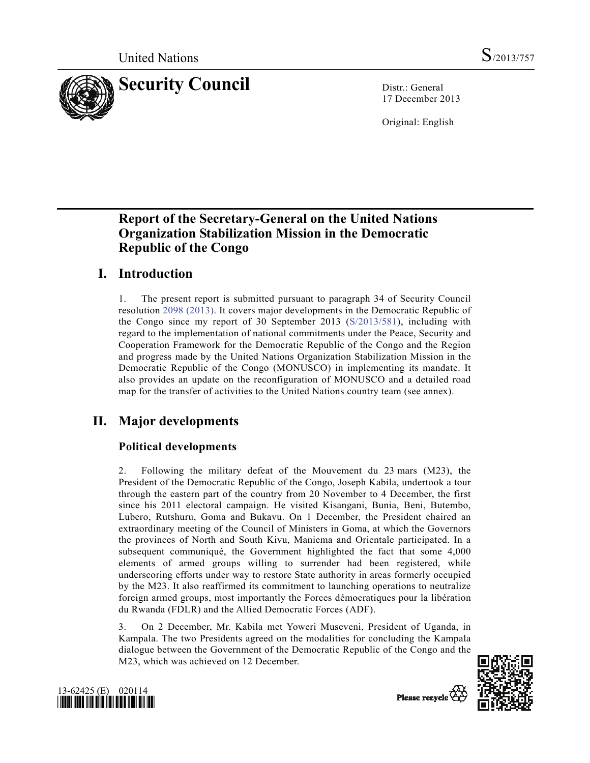United Nations S/2013/757

# Security Council

Distr.: General
17 December 2013

Original: English

# Report of the Secretary-General on the United Nations Organization Stabilization Mission in the Democratic Republic of the Congo

## I. Introduction

1. The present report is submitted pursuant to paragraph 34 of Security Council resolution 2098 (2013). It covers major developments in the Democratic Republic of the Congo since my report of 30 September 2013 (S/2013/581), including with regard to the implementation of national commitments under the Peace, Security and Cooperation Framework for the Democratic Republic of the Congo and the Region and progress made by the United Nations Organization Stabilization Mission in the Democratic Republic of the Congo (MONUSCO) in implementing its mandate. It also provides an update on the reconfiguration of MONUSCO and a detailed road map for the transfer of activities to the United Nations country team (see annex).

## II. Major developments

### Political developments

2. Following the military defeat of the Mouvement du 23 mars (M23), the President of the Democratic Republic of the Congo, Joseph Kabila, undertook a tour through the eastern part of the country from 20 November to 4 December, the first since his 2011 electoral campaign. He visited Kisangani, Bunia, Beni, Butembo, Lubero, Rutshuru, Goma and Bukavu. On 1 December, the President chaired an extraordinary meeting of the Council of Ministers in Goma, at which the Governors the provinces of North and South Kivu, Maniema and Orientale participated. In a subsequent communiqué, the Government highlighted the fact that some 4,000 elements of armed groups willing to surrender had been registered, while underscoring efforts under way to restore State authority in areas formerly occupied by the M23. It also reaffirmed its commitment to launching operations to neutralize foreign armed groups, most importantly the Forces démocratiques pour la libération du Rwanda (FDLR) and the Allied Democratic Forces (ADF).

3. On 2 December, Mr. Kabila met Yoweri Museveni, President of Uganda, in Kampala. The two Presidents agreed on the modalities for concluding the Kampala dialogue between the Government of the Democratic Republic of the Congo and the M23, which was achieved on 12 December.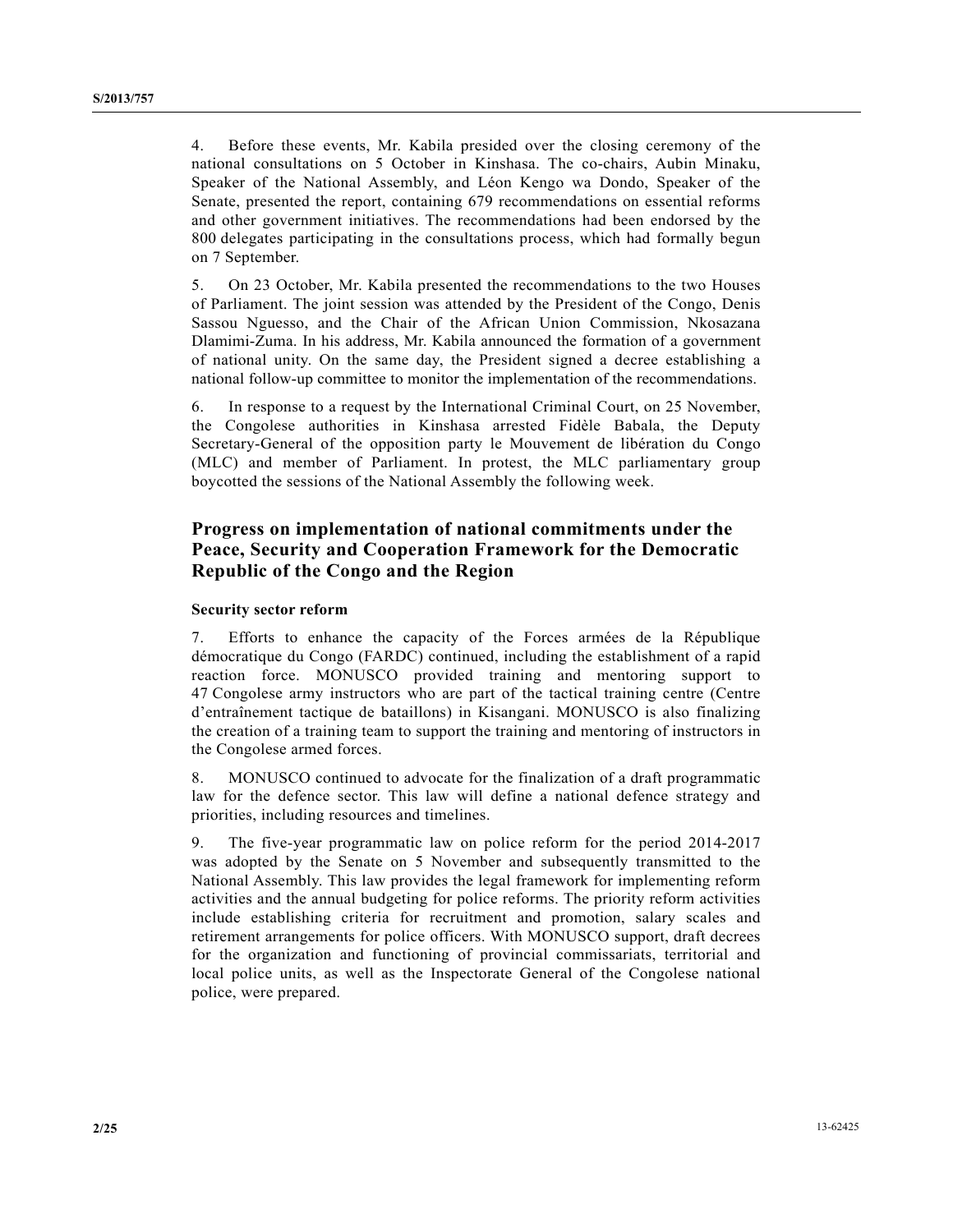4. Before these events, Mr. Kabila presided over the closing ceremony of the national consultations on 5 October in Kinshasa. The co-chairs, Aubin Minaku, Speaker of the National Assembly, and Léon Kengo wa Dondo, Speaker of the Senate, presented the report, containing 679 recommendations on essential reforms and other government initiatives. The recommendations had been endorsed by the 800 delegates participating in the consultations process, which had formally begun on 7 September.

5. On 23 October, Mr. Kabila presented the recommendations to the two Houses of Parliament. The joint session was attended by the President of the Congo, Denis Sassou Nguesso, and the Chair of the African Union Commission, Nkosazana Dlamimi-Zuma. In his address, Mr. Kabila announced the formation of a government of national unity. On the same day, the President signed a decree establishing a national follow-up committee to monitor the implementation of the recommendations.

6. In response to a request by the International Criminal Court, on 25 November, the Congolese authorities in Kinshasa arrested Fidèle Babala, the Deputy Secretary-General of the opposition party le Mouvement de libération du Congo (MLC) and member of Parliament. In protest, the MLC parliamentary group boycotted the sessions of the National Assembly the following week.

## Progress on implementation of national commitments under the Peace, Security and Cooperation Framework for the Democratic Republic of the Congo and the Region

### Security sector reform

7. Efforts to enhance the capacity of the Forces armées de la République démocratique du Congo (FARDC) continued, including the establishment of a rapid reaction force. MONUSCO provided training and mentoring support to 47 Congolese army instructors who are part of the tactical training centre (Centre d'entraînement tactique de bataillons) in Kisangani. MONUSCO is also finalizing the creation of a training team to support the training and mentoring of instructors in the Congolese armed forces.

8. MONUSCO continued to advocate for the finalization of a draft programmatic law for the defence sector. This law will define a national defence strategy and priorities, including resources and timelines.

9. The five-year programmatic law on police reform for the period 2014-2017 was adopted by the Senate on 5 November and subsequently transmitted to the National Assembly. This law provides the legal framework for implementing reform activities and the annual budgeting for police reforms. The priority reform activities include establishing criteria for recruitment and promotion, salary scales and retirement arrangements for police officers. With MONUSCO support, draft decrees for the organization and functioning of provincial commissariats, territorial and local police units, as well as the Inspectorate General of the Congolese national police, were prepared.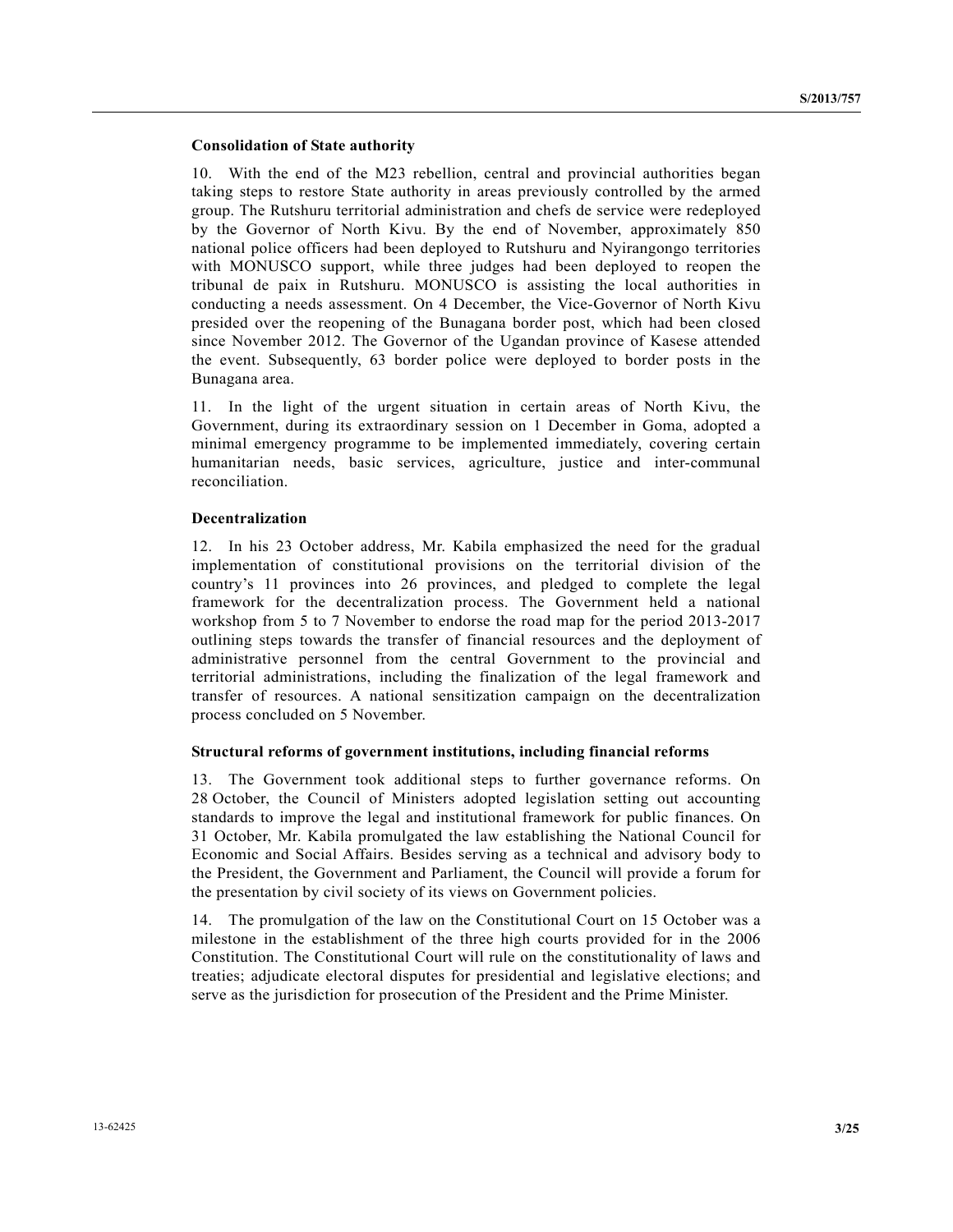### Consolidation of State authority

10. With the end of the M23 rebellion, central and provincial authorities began taking steps to restore State authority in areas previously controlled by the armed group. The Rutshuru territorial administration and chefs de service were redeployed by the Governor of North Kivu. By the end of November, approximately 850 national police officers had been deployed to Rutshuru and Nyirangongo territories with MONUSCO support, while three judges had been deployed to reopen the tribunal de paix in Rutshuru. MONUSCO is assisting the local authorities in conducting a needs assessment. On 4 December, the Vice-Governor of North Kivu presided over the reopening of the Bunagana border post, which had been closed since November 2012. The Governor of the Ugandan province of Kasese attended the event. Subsequently, 63 border police were deployed to border posts in the Bunagana area.

11. In the light of the urgent situation in certain areas of North Kivu, the Government, during its extraordinary session on 1 December in Goma, adopted a minimal emergency programme to be implemented immediately, covering certain humanitarian needs, basic services, agriculture, justice and inter-communal reconciliation.

### Decentralization

12. In his 23 October address, Mr. Kabila emphasized the need for the gradual implementation of constitutional provisions on the territorial division of the country's 11 provinces into 26 provinces, and pledged to complete the legal framework for the decentralization process. The Government held a national workshop from 5 to 7 November to endorse the road map for the period 2013-2017 outlining steps towards the transfer of financial resources and the deployment of administrative personnel from the central Government to the provincial and territorial administrations, including the finalization of the legal framework and transfer of resources. A national sensitization campaign on the decentralization process concluded on 5 November.

### Structural reforms of government institutions, including financial reforms

13. The Government took additional steps to further governance reforms. On 28 October, the Council of Ministers adopted legislation setting out accounting standards to improve the legal and institutional framework for public finances. On 31 October, Mr. Kabila promulgated the law establishing the National Council for Economic and Social Affairs. Besides serving as a technical and advisory body to the President, the Government and Parliament, the Council will provide a forum for the presentation by civil society of its views on Government policies.

14. The promulgation of the law on the Constitutional Court on 15 October was a milestone in the establishment of the three high courts provided for in the 2006 Constitution. The Constitutional Court will rule on the constitutionality of laws and treaties; adjudicate electoral disputes for presidential and legislative elections; and serve as the jurisdiction for prosecution of the President and the Prime Minister.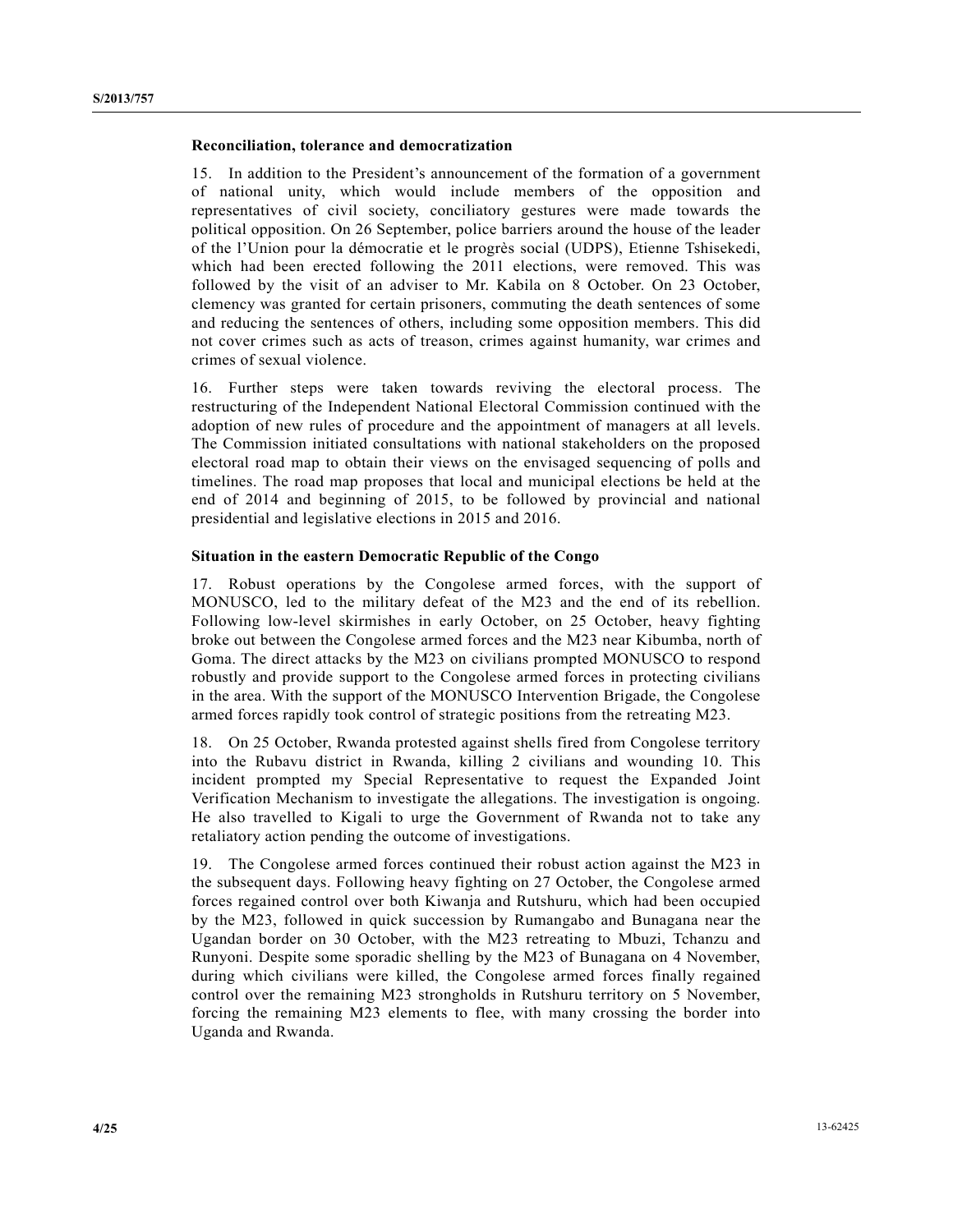**Reconciliation, tolerance and democratization**

15. In addition to the President's announcement of the formation of a government of national unity, which would include members of the opposition and representatives of civil society, conciliatory gestures were made towards the political opposition. On 26 September, police barriers around the house of the leader of the l'Union pour la démocratie et le progrès social (UDPS), Etienne Tshisekedi, which had been erected following the 2011 elections, were removed. This was followed by the visit of an adviser to Mr. Kabila on 8 October. On 23 October, clemency was granted for certain prisoners, commuting the death sentences of some and reducing the sentences of others, including some opposition members. This did not cover crimes such as acts of treason, crimes against humanity, war crimes and crimes of sexual violence.

16. Further steps were taken towards reviving the electoral process. The restructuring of the Independent National Electoral Commission continued with the adoption of new rules of procedure and the appointment of managers at all levels. The Commission initiated consultations with national stakeholders on the proposed electoral road map to obtain their views on the envisaged sequencing of polls and timelines. The road map proposes that local and municipal elections be held at the end of 2014 and beginning of 2015, to be followed by provincial and national presidential and legislative elections in 2015 and 2016.

**Situation in the eastern Democratic Republic of the Congo**

17. Robust operations by the Congolese armed forces, with the support of MONUSCO, led to the military defeat of the M23 and the end of its rebellion. Following low-level skirmishes in early October, on 25 October, heavy fighting broke out between the Congolese armed forces and the M23 near Kibumba, north of Goma. The direct attacks by the M23 on civilians prompted MONUSCO to respond robustly and provide support to the Congolese armed forces in protecting civilians in the area. With the support of the MONUSCO Intervention Brigade, the Congolese armed forces rapidly took control of strategic positions from the retreating M23.

18. On 25 October, Rwanda protested against shells fired from Congolese territory into the Rubavu district in Rwanda, killing 2 civilians and wounding 10. This incident prompted my Special Representative to request the Expanded Joint Verification Mechanism to investigate the allegations. The investigation is ongoing. He also travelled to Kigali to urge the Government of Rwanda not to take any retaliatory action pending the outcome of investigations.

19. The Congolese armed forces continued their robust action against the M23 in the subsequent days. Following heavy fighting on 27 October, the Congolese armed forces regained control over both Kiwanja and Rutshuru, which had been occupied by the M23, followed in quick succession by Rumangabo and Bunagana near the Ugandan border on 30 October, with the M23 retreating to Mbuzi, Tchanzu and Runyoni. Despite some sporadic shelling by the M23 of Bunagana on 4 November, during which civilians were killed, the Congolese armed forces finally regained control over the remaining M23 strongholds in Rutshuru territory on 5 November, forcing the remaining M23 elements to flee, with many crossing the border into Uganda and Rwanda.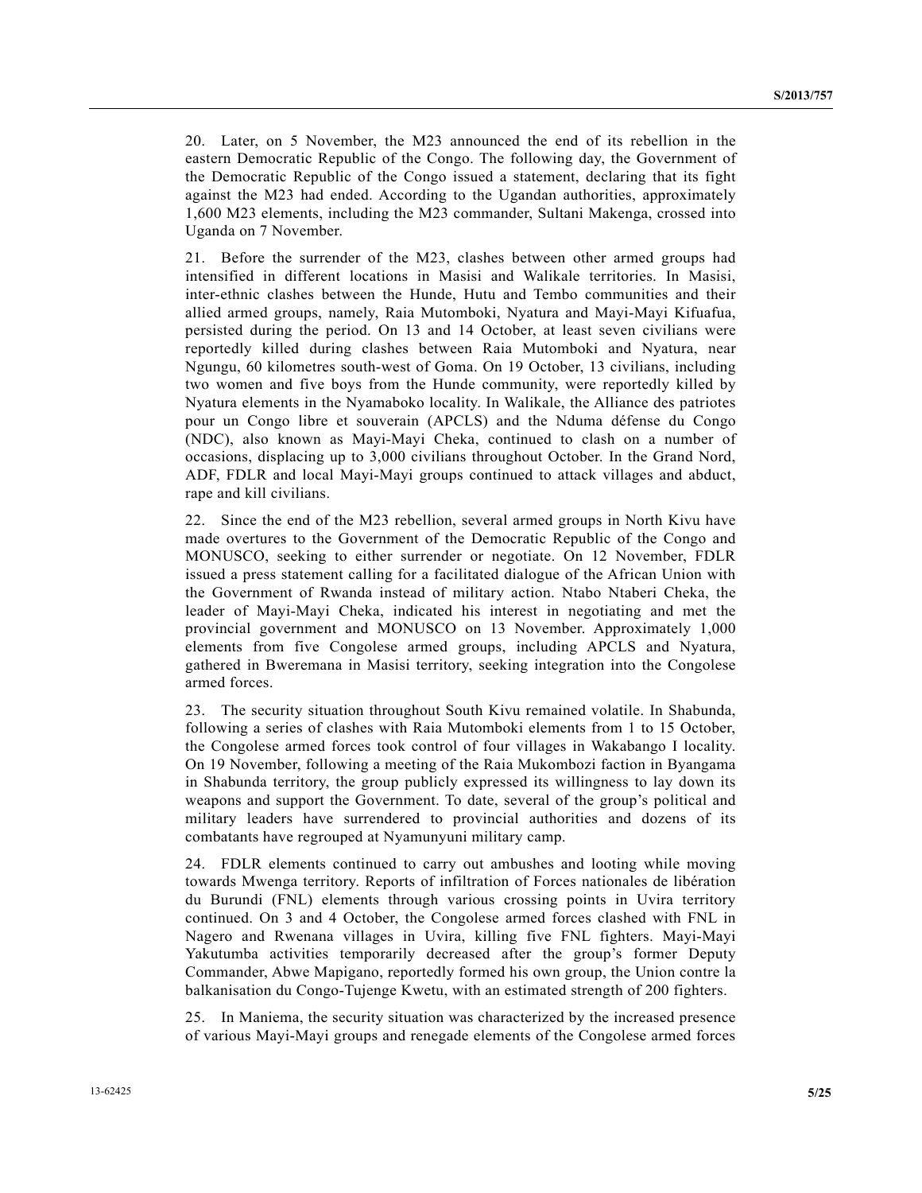20. Later, on 5 November, the M23 announced the end of its rebellion in the eastern Democratic Republic of the Congo. The following day, the Government of the Democratic Republic of the Congo issued a statement, declaring that its fight against the M23 had ended. According to the Ugandan authorities, approximately 1,600 M23 elements, including the M23 commander, Sultani Makenga, crossed into Uganda on 7 November.

21. Before the surrender of the M23, clashes between other armed groups had intensified in different locations in Masisi and Walikale territories. In Masisi, inter-ethnic clashes between the Hunde, Hutu and Tembo communities and their allied armed groups, namely, Raia Mutomboki, Nyatura and Mayi-Mayi Kifuafua, persisted during the period. On 13 and 14 October, at least seven civilians were reportedly killed during clashes between Raia Mutomboki and Nyatura, near Ngungu, 60 kilometres south-west of Goma. On 19 October, 13 civilians, including two women and five boys from the Hunde community, were reportedly killed by Nyatura elements in the Nyamaboko locality. In Walikale, the Alliance des patriotes pour un Congo libre et souverain (APCLS) and the Nduma défense du Congo (NDC), also known as Mayi-Mayi Cheka, continued to clash on a number of occasions, displacing up to 3,000 civilians throughout October. In the Grand Nord, ADF, FDLR and local Mayi-Mayi groups continued to attack villages and abduct, rape and kill civilians.

22. Since the end of the M23 rebellion, several armed groups in North Kivu have made overtures to the Government of the Democratic Republic of the Congo and MONUSCO, seeking to either surrender or negotiate. On 12 November, FDLR issued a press statement calling for a facilitated dialogue of the African Union with the Government of Rwanda instead of military action. Ntabo Ntaberi Cheka, the leader of Mayi-Mayi Cheka, indicated his interest in negotiating and met the provincial government and MONUSCO on 13 November. Approximately 1,000 elements from five Congolese armed groups, including APCLS and Nyatura, gathered in Bweremana in Masisi territory, seeking integration into the Congolese armed forces.

23. The security situation throughout South Kivu remained volatile. In Shabunda, following a series of clashes with Raia Mutomboki elements from 1 to 15 October, the Congolese armed forces took control of four villages in Wakabango I locality. On 19 November, following a meeting of the Raia Mukombozi faction in Byangama in Shabunda territory, the group publicly expressed its willingness to lay down its weapons and support the Government. To date, several of the group's political and military leaders have surrendered to provincial authorities and dozens of its combatants have regrouped at Nyamunyuni military camp.

24. FDLR elements continued to carry out ambushes and looting while moving towards Mwenga territory. Reports of infiltration of Forces nationales de libération du Burundi (FNL) elements through various crossing points in Uvira territory continued. On 3 and 4 October, the Congolese armed forces clashed with FNL in Nagero and Rwenana villages in Uvira, killing five FNL fighters. Mayi-Mayi Yakutumba activities temporarily decreased after the group's former Deputy Commander, Abwe Mapigano, reportedly formed his own group, the Union contre la balkanisation du Congo-Tujenge Kwetu, with an estimated strength of 200 fighters.

25. In Maniema, the security situation was characterized by the increased presence of various Mayi-Mayi groups and renegade elements of the Congolese armed forces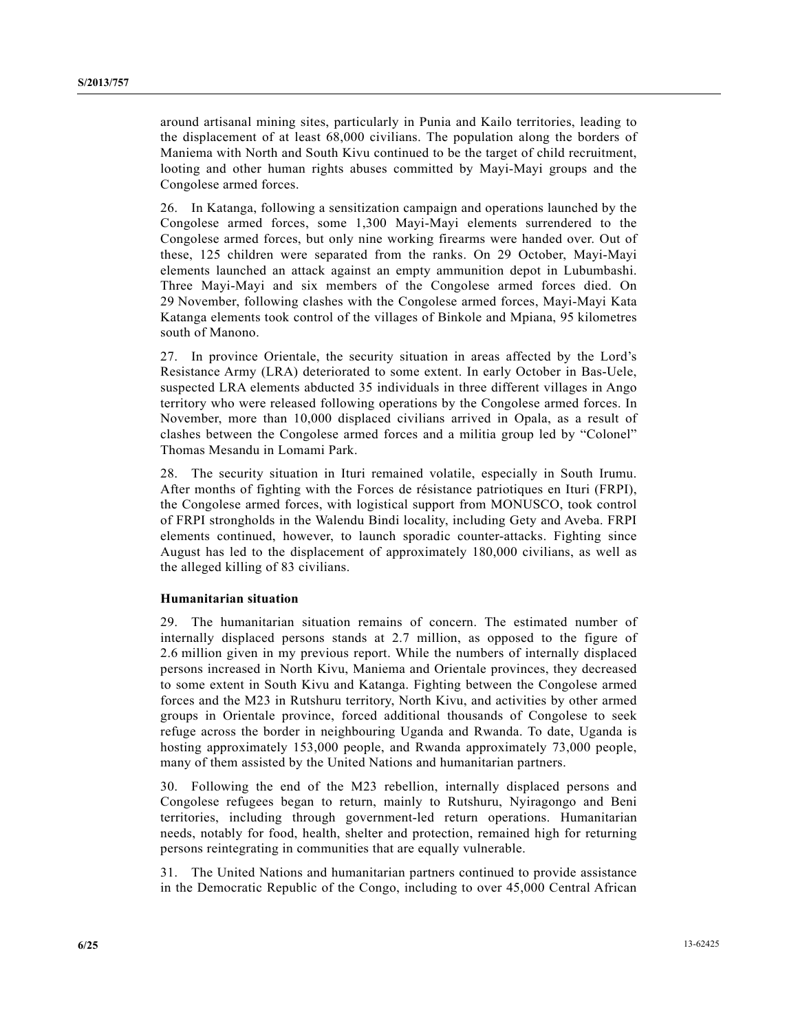around artisanal mining sites, particularly in Punia and Kailo territories, leading to the displacement of at least 68,000 civilians. The population along the borders of Maniema with North and South Kivu continued to be the target of child recruitment, looting and other human rights abuses committed by Mayi-Mayi groups and the Congolese armed forces.

26. In Katanga, following a sensitization campaign and operations launched by the Congolese armed forces, some 1,300 Mayi-Mayi elements surrendered to the Congolese armed forces, but only nine working firearms were handed over. Out of these, 125 children were separated from the ranks. On 29 October, Mayi-Mayi elements launched an attack against an empty ammunition depot in Lubumbashi. Three Mayi-Mayi and six members of the Congolese armed forces died. On 29 November, following clashes with the Congolese armed forces, Mayi-Mayi Kata Katanga elements took control of the villages of Binkole and Mpiana, 95 kilometres south of Manono.

27. In province Orientale, the security situation in areas affected by the Lord's Resistance Army (LRA) deteriorated to some extent. In early October in Bas-Uele, suspected LRA elements abducted 35 individuals in three different villages in Ango territory who were released following operations by the Congolese armed forces. In November, more than 10,000 displaced civilians arrived in Opala, as a result of clashes between the Congolese armed forces and a militia group led by "Colonel" Thomas Mesandu in Lomami Park.

28. The security situation in Ituri remained volatile, especially in South Irumu. After months of fighting with the Forces de résistance patriotiques en Ituri (FRPI), the Congolese armed forces, with logistical support from MONUSCO, took control of FRPI strongholds in the Walendu Bindi locality, including Gety and Aveba. FRPI elements continued, however, to launch sporadic counter-attacks. Fighting since August has led to the displacement of approximately 180,000 civilians, as well as the alleged killing of 83 civilians.

### Humanitarian situation

29. The humanitarian situation remains of concern. The estimated number of internally displaced persons stands at 2.7 million, as opposed to the figure of 2.6 million given in my previous report. While the numbers of internally displaced persons increased in North Kivu, Maniema and Orientale provinces, they decreased to some extent in South Kivu and Katanga. Fighting between the Congolese armed forces and the M23 in Rutshuru territory, North Kivu, and activities by other armed groups in Orientale province, forced additional thousands of Congolese to seek refuge across the border in neighbouring Uganda and Rwanda. To date, Uganda is hosting approximately 153,000 people, and Rwanda approximately 73,000 people, many of them assisted by the United Nations and humanitarian partners.

30. Following the end of the M23 rebellion, internally displaced persons and Congolese refugees began to return, mainly to Rutshuru, Nyiragongo and Beni territories, including through government-led return operations. Humanitarian needs, notably for food, health, shelter and protection, remained high for returning persons reintegrating in communities that are equally vulnerable.

31. The United Nations and humanitarian partners continued to provide assistance in the Democratic Republic of the Congo, including to over 45,000 Central African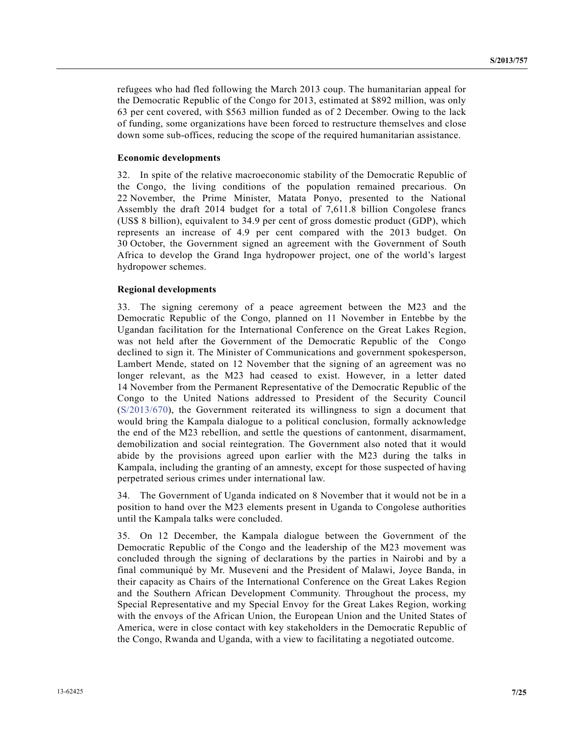refugees who had fled following the March 2013 coup. The humanitarian appeal for the Democratic Republic of the Congo for 2013, estimated at $892 million, was only 63 per cent covered, with $563 million funded as of 2 December. Owing to the lack of funding, some organizations have been forced to restructure themselves and close down some sub-offices, reducing the scope of the required humanitarian assistance.

**Economic developments**

32. In spite of the relative macroeconomic stability of the Democratic Republic of the Congo, the living conditions of the population remained precarious. On 22 November, the Prime Minister, Matata Ponyo, presented to the National Assembly the draft 2014 budget for a total of 7,611.8 billion Congolese francs (US$ 8 billion), equivalent to 34.9 per cent of gross domestic product (GDP), which represents an increase of 4.9 per cent compared with the 2013 budget. On 30 October, the Government signed an agreement with the Government of South Africa to develop the Grand Inga hydropower project, one of the world's largest hydropower schemes.

**Regional developments**

33. The signing ceremony of a peace agreement between the M23 and the Democratic Republic of the Congo, planned on 11 November in Entebbe by the Ugandan facilitation for the International Conference on the Great Lakes Region, was not held after the Government of the Democratic Republic of the Congo declined to sign it. The Minister of Communications and government spokesperson, Lambert Mende, stated on 12 November that the signing of an agreement was no longer relevant, as the M23 had ceased to exist. However, in a letter dated 14 November from the Permanent Representative of the Democratic Republic of the Congo to the United Nations addressed to President of the Security Council (S/2013/670), the Government reiterated its willingness to sign a document that would bring the Kampala dialogue to a political conclusion, formally acknowledge the end of the M23 rebellion, and settle the questions of cantonment, disarmament, demobilization and social reintegration. The Government also noted that it would abide by the provisions agreed upon earlier with the M23 during the talks in Kampala, including the granting of an amnesty, except for those suspected of having perpetrated serious crimes under international law.

34. The Government of Uganda indicated on 8 November that it would not be in a position to hand over the M23 elements present in Uganda to Congolese authorities until the Kampala talks were concluded.

35. On 12 December, the Kampala dialogue between the Government of the Democratic Republic of the Congo and the leadership of the M23 movement was concluded through the signing of declarations by the parties in Nairobi and by a final communiqué by Mr. Museveni and the President of Malawi, Joyce Banda, in their capacity as Chairs of the International Conference on the Great Lakes Region and the Southern African Development Community. Throughout the process, my Special Representative and my Special Envoy for the Great Lakes Region, working with the envoys of the African Union, the European Union and the United States of America, were in close contact with key stakeholders in the Democratic Republic of the Congo, Rwanda and Uganda, with a view to facilitating a negotiated outcome.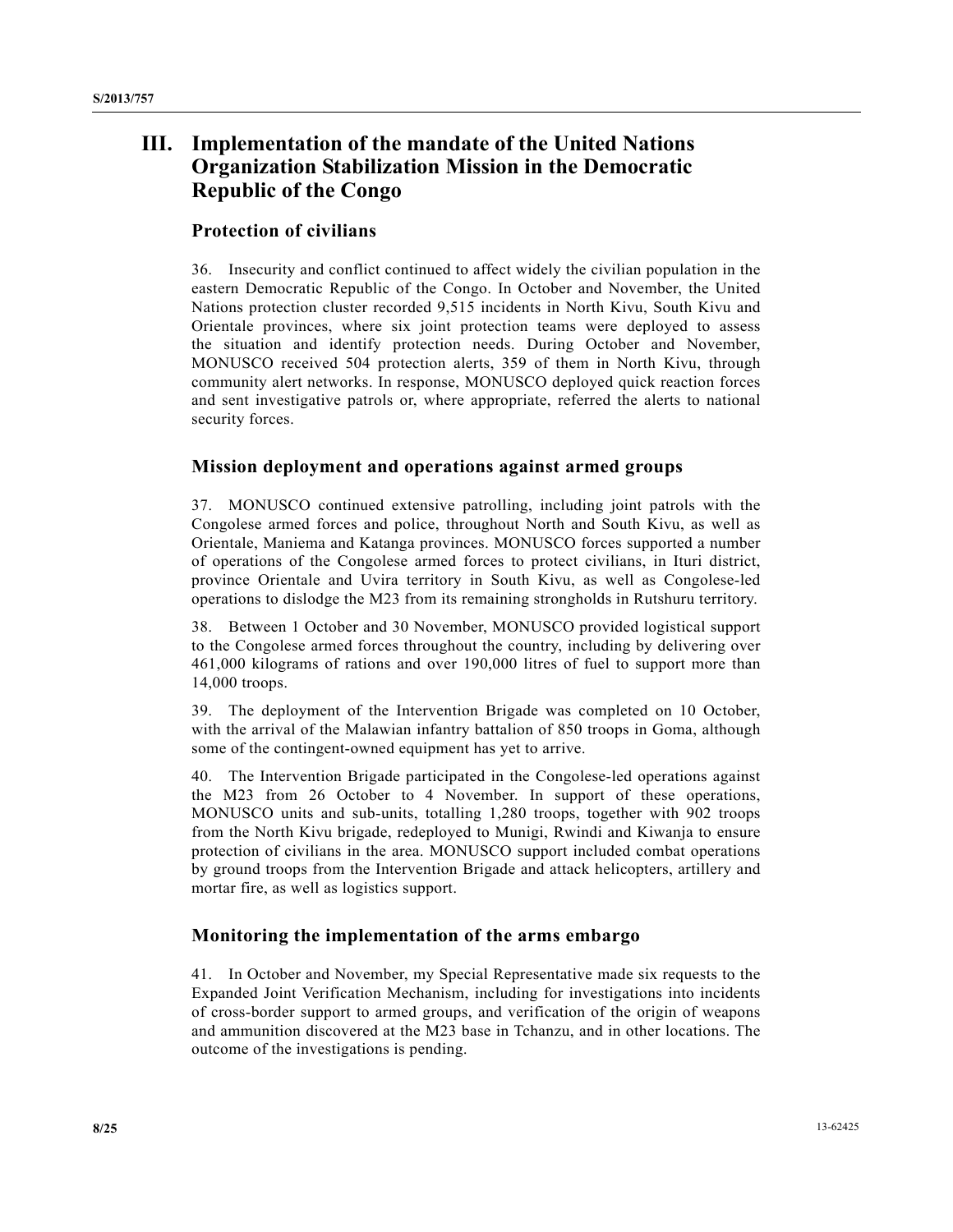# III. Implementation of the mandate of the United Nations Organization Stabilization Mission in the Democratic Republic of the Congo

## Protection of civilians

36. Insecurity and conflict continued to affect widely the civilian population in the eastern Democratic Republic of the Congo. In October and November, the United Nations protection cluster recorded 9,515 incidents in North Kivu, South Kivu and Orientale provinces, where six joint protection teams were deployed to assess the situation and identify protection needs. During October and November, MONUSCO received 504 protection alerts, 359 of them in North Kivu, through community alert networks. In response, MONUSCO deployed quick reaction forces and sent investigative patrols or, where appropriate, referred the alerts to national security forces.

## Mission deployment and operations against armed groups

37. MONUSCO continued extensive patrolling, including joint patrols with the Congolese armed forces and police, throughout North and South Kivu, as well as Orientale, Maniema and Katanga provinces. MONUSCO forces supported a number of operations of the Congolese armed forces to protect civilians, in Ituri district, province Orientale and Uvira territory in South Kivu, as well as Congolese-led operations to dislodge the M23 from its remaining strongholds in Rutshuru territory.

38. Between 1 October and 30 November, MONUSCO provided logistical support to the Congolese armed forces throughout the country, including by delivering over 461,000 kilograms of rations and over 190,000 litres of fuel to support more than 14,000 troops.

39. The deployment of the Intervention Brigade was completed on 10 October, with the arrival of the Malawian infantry battalion of 850 troops in Goma, although some of the contingent-owned equipment has yet to arrive.

40. The Intervention Brigade participated in the Congolese-led operations against the M23 from 26 October to 4 November. In support of these operations, MONUSCO units and sub-units, totalling 1,280 troops, together with 902 troops from the North Kivu brigade, redeployed to Munigi, Rwindi and Kiwanja to ensure protection of civilians in the area. MONUSCO support included combat operations by ground troops from the Intervention Brigade and attack helicopters, artillery and mortar fire, as well as logistics support.

## Monitoring the implementation of the arms embargo

41. In October and November, my Special Representative made six requests to the Expanded Joint Verification Mechanism, including for investigations into incidents of cross-border support to armed groups, and verification of the origin of weapons and ammunition discovered at the M23 base in Tchanzu, and in other locations. The outcome of the investigations is pending.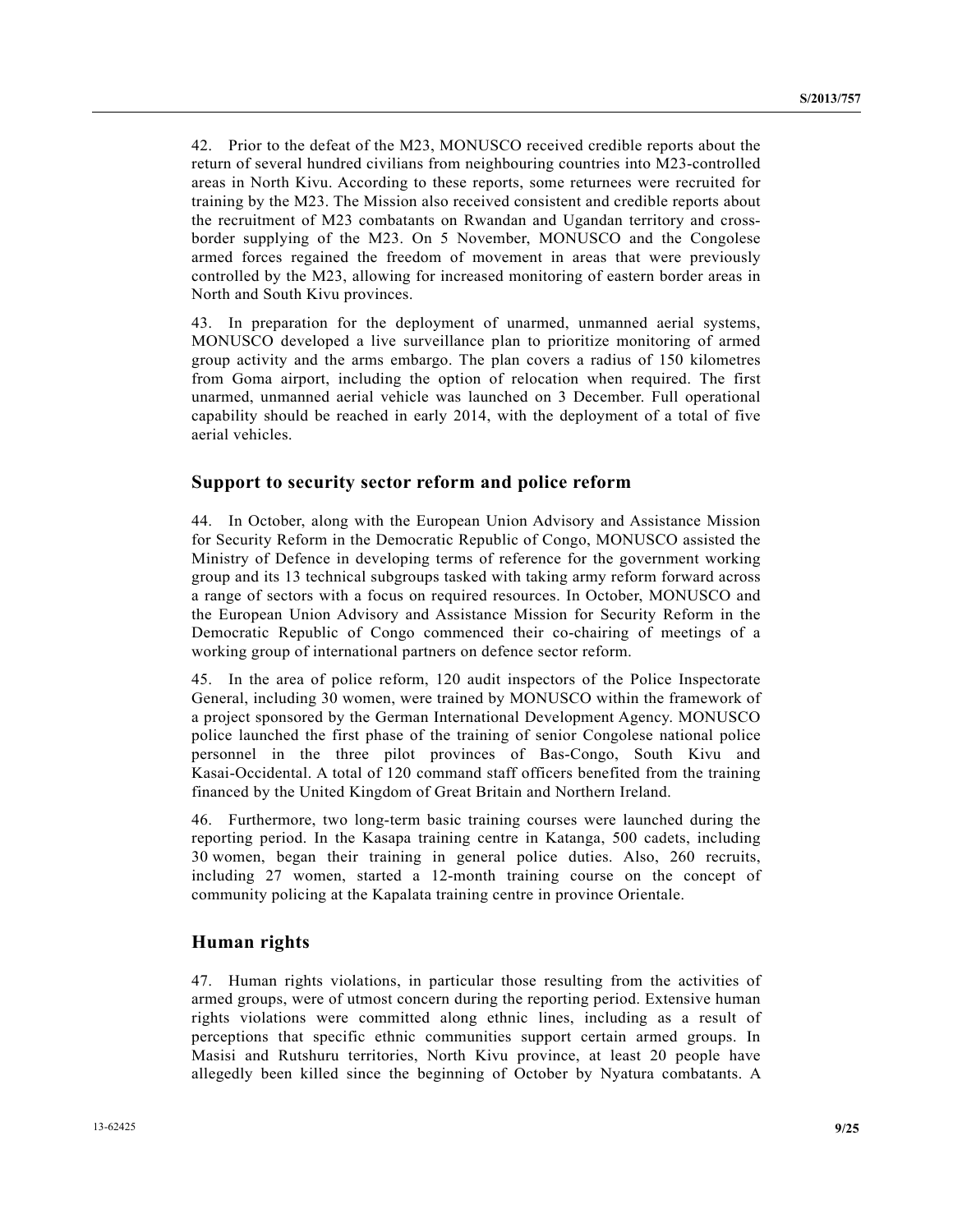42. Prior to the defeat of the M23, MONUSCO received credible reports about the return of several hundred civilians from neighbouring countries into M23-controlled areas in North Kivu. According to these reports, some returnees were recruited for training by the M23. The Mission also received consistent and credible reports about the recruitment of M23 combatants on Rwandan and Ugandan territory and cross-border supplying of the M23. On 5 November, MONUSCO and the Congolese armed forces regained the freedom of movement in areas that were previously controlled by the M23, allowing for increased monitoring of eastern border areas in North and South Kivu provinces.

43. In preparation for the deployment of unarmed, unmanned aerial systems, MONUSCO developed a live surveillance plan to prioritize monitoring of armed group activity and the arms embargo. The plan covers a radius of 150 kilometres from Goma airport, including the option of relocation when required. The first unarmed, unmanned aerial vehicle was launched on 3 December. Full operational capability should be reached in early 2014, with the deployment of a total of five aerial vehicles.

## Support to security sector reform and police reform

44. In October, along with the European Union Advisory and Assistance Mission for Security Reform in the Democratic Republic of Congo, MONUSCO assisted the Ministry of Defence in developing terms of reference for the government working group and its 13 technical subgroups tasked with taking army reform forward across a range of sectors with a focus on required resources. In October, MONUSCO and the European Union Advisory and Assistance Mission for Security Reform in the Democratic Republic of Congo commenced their co-chairing of meetings of a working group of international partners on defence sector reform.

45. In the area of police reform, 120 audit inspectors of the Police Inspectorate General, including 30 women, were trained by MONUSCO within the framework of a project sponsored by the German International Development Agency. MONUSCO police launched the first phase of the training of senior Congolese national police personnel in the three pilot provinces of Bas-Congo, South Kivu and Kasai-Occidental. A total of 120 command staff officers benefited from the training financed by the United Kingdom of Great Britain and Northern Ireland.

46. Furthermore, two long-term basic training courses were launched during the reporting period. In the Kasapa training centre in Katanga, 500 cadets, including 30 women, began their training in general police duties. Also, 260 recruits, including 27 women, started a 12-month training course on the concept of community policing at the Kapalata training centre in province Orientale.

## Human rights

47. Human rights violations, in particular those resulting from the activities of armed groups, were of utmost concern during the reporting period. Extensive human rights violations were committed along ethnic lines, including as a result of perceptions that specific ethnic communities support certain armed groups. In Masisi and Rutshuru territories, North Kivu province, at least 20 people have allegedly been killed since the beginning of October by Nyatura combatants. A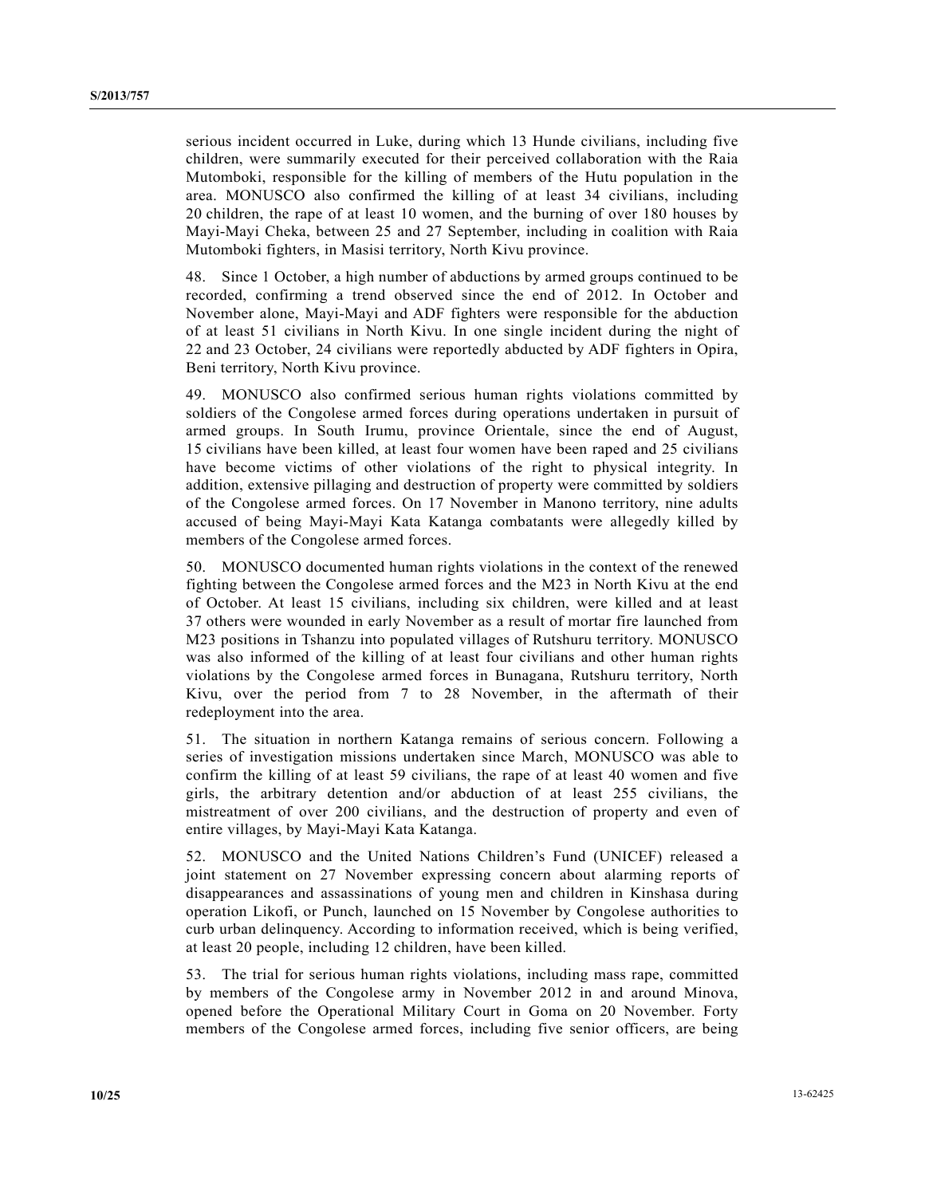serious incident occurred in Luke, during which 13 Hunde civilians, including five children, were summarily executed for their perceived collaboration with the Raia Mutomboki, responsible for the killing of members of the Hutu population in the area. MONUSCO also confirmed the killing of at least 34 civilians, including 20 children, the rape of at least 10 women, and the burning of over 180 houses by Mayi-Mayi Cheka, between 25 and 27 September, including in coalition with Raia Mutomboki fighters, in Masisi territory, North Kivu province.

48. Since 1 October, a high number of abductions by armed groups continued to be recorded, confirming a trend observed since the end of 2012. In October and November alone, Mayi-Mayi and ADF fighters were responsible for the abduction of at least 51 civilians in North Kivu. In one single incident during the night of 22 and 23 October, 24 civilians were reportedly abducted by ADF fighters in Opira, Beni territory, North Kivu province.

49. MONUSCO also confirmed serious human rights violations committed by soldiers of the Congolese armed forces during operations undertaken in pursuit of armed groups. In South Irumu, province Orientale, since the end of August, 15 civilians have been killed, at least four women have been raped and 25 civilians have become victims of other violations of the right to physical integrity. In addition, extensive pillaging and destruction of property were committed by soldiers of the Congolese armed forces. On 17 November in Manono territory, nine adults accused of being Mayi-Mayi Kata Katanga combatants were allegedly killed by members of the Congolese armed forces.

50. MONUSCO documented human rights violations in the context of the renewed fighting between the Congolese armed forces and the M23 in North Kivu at the end of October. At least 15 civilians, including six children, were killed and at least 37 others were wounded in early November as a result of mortar fire launched from M23 positions in Tshanzu into populated villages of Rutshuru territory. MONUSCO was also informed of the killing of at least four civilians and other human rights violations by the Congolese armed forces in Bunagana, Rutshuru territory, North Kivu, over the period from 7 to 28 November, in the aftermath of their redeployment into the area.

51. The situation in northern Katanga remains of serious concern. Following a series of investigation missions undertaken since March, MONUSCO was able to confirm the killing of at least 59 civilians, the rape of at least 40 women and five girls, the arbitrary detention and/or abduction of at least 255 civilians, the mistreatment of over 200 civilians, and the destruction of property and even of entire villages, by Mayi-Mayi Kata Katanga.

52. MONUSCO and the United Nations Children's Fund (UNICEF) released a joint statement on 27 November expressing concern about alarming reports of disappearances and assassinations of young men and children in Kinshasa during operation Likofi, or Punch, launched on 15 November by Congolese authorities to curb urban delinquency. According to information received, which is being verified, at least 20 people, including 12 children, have been killed.

53. The trial for serious human rights violations, including mass rape, committed by members of the Congolese army in November 2012 in and around Minova, opened before the Operational Military Court in Goma on 20 November. Forty members of the Congolese armed forces, including five senior officers, are being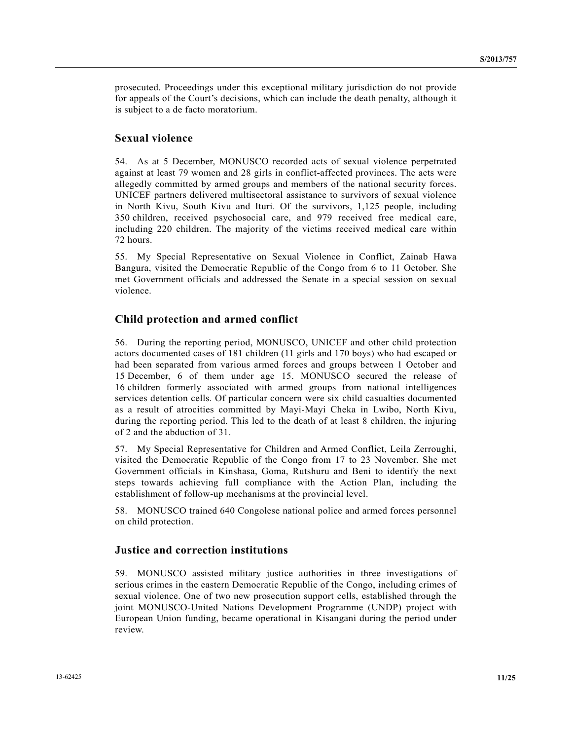prosecuted. Proceedings under this exceptional military jurisdiction do not provide for appeals of the Court's decisions, which can include the death penalty, although it is subject to a de facto moratorium.

## Sexual violence

54. As at 5 December, MONUSCO recorded acts of sexual violence perpetrated against at least 79 women and 28 girls in conflict-affected provinces. The acts were allegedly committed by armed groups and members of the national security forces. UNICEF partners delivered multisectoral assistance to survivors of sexual violence in North Kivu, South Kivu and Ituri. Of the survivors, 1,125 people, including 350 children, received psychosocial care, and 979 received free medical care, including 220 children. The majority of the victims received medical care within 72 hours.

55. My Special Representative on Sexual Violence in Conflict, Zainab Hawa Bangura, visited the Democratic Republic of the Congo from 6 to 11 October. She met Government officials and addressed the Senate in a special session on sexual violence.

## Child protection and armed conflict

56. During the reporting period, MONUSCO, UNICEF and other child protection actors documented cases of 181 children (11 girls and 170 boys) who had escaped or had been separated from various armed forces and groups between 1 October and 15 December, 6 of them under age 15. MONUSCO secured the release of 16 children formerly associated with armed groups from national intelligences services detention cells. Of particular concern were six child casualties documented as a result of atrocities committed by Mayi-Mayi Cheka in Lwibo, North Kivu, during the reporting period. This led to the death of at least 8 children, the injuring of 2 and the abduction of 31.

57. My Special Representative for Children and Armed Conflict, Leila Zerroughi, visited the Democratic Republic of the Congo from 17 to 23 November. She met Government officials in Kinshasa, Goma, Rutshuru and Beni to identify the next steps towards achieving full compliance with the Action Plan, including the establishment of follow-up mechanisms at the provincial level.

58. MONUSCO trained 640 Congolese national police and armed forces personnel on child protection.

## Justice and correction institutions

59. MONUSCO assisted military justice authorities in three investigations of serious crimes in the eastern Democratic Republic of the Congo, including crimes of sexual violence. One of two new prosecution support cells, established through the joint MONUSCO-United Nations Development Programme (UNDP) project with European Union funding, became operational in Kisangani during the period under review.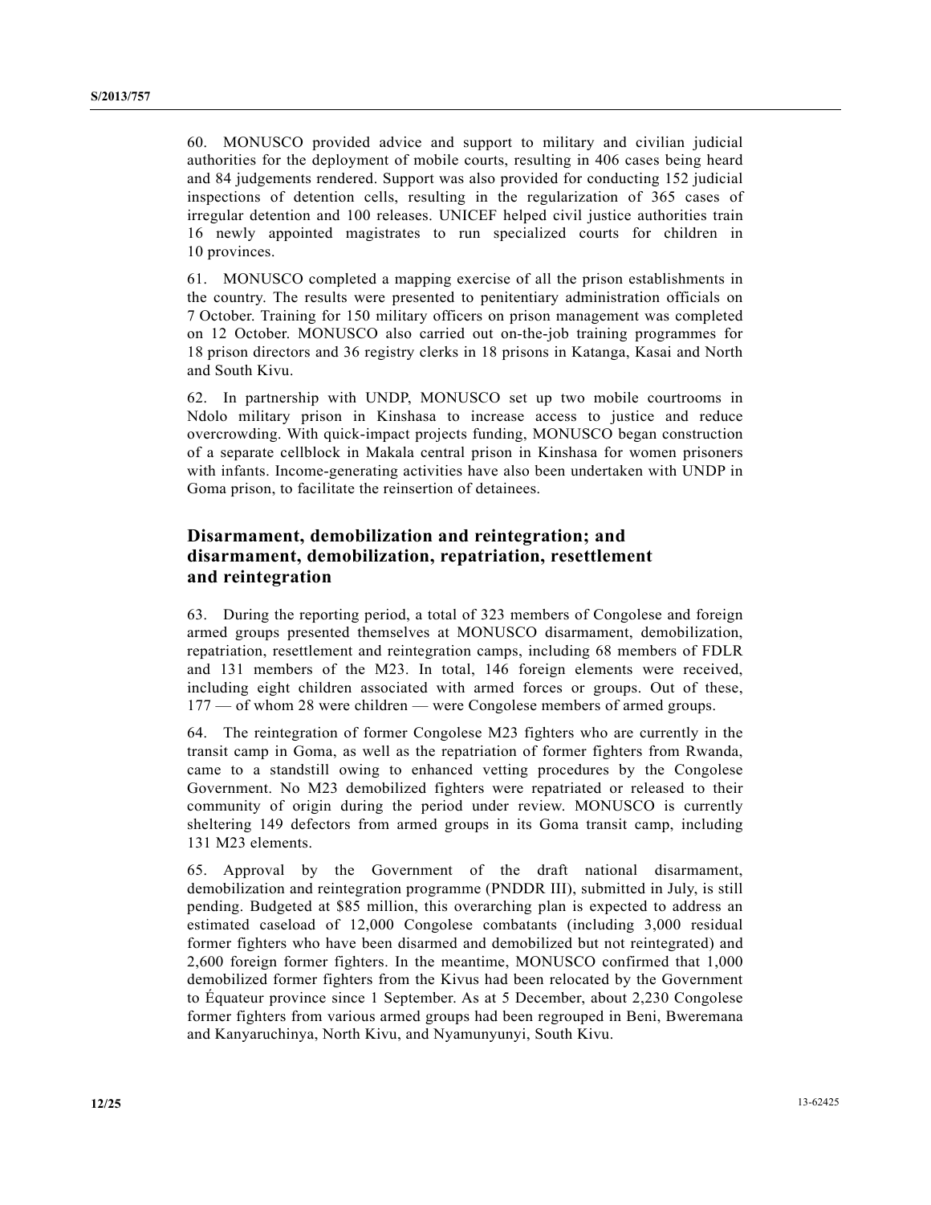60. MONUSCO provided advice and support to military and civilian judicial authorities for the deployment of mobile courts, resulting in 406 cases being heard and 84 judgements rendered. Support was also provided for conducting 152 judicial inspections of detention cells, resulting in the regularization of 365 cases of irregular detention and 100 releases. UNICEF helped civil justice authorities train 16 newly appointed magistrates to run specialized courts for children in 10 provinces.

61. MONUSCO completed a mapping exercise of all the prison establishments in the country. The results were presented to penitentiary administration officials on 7 October. Training for 150 military officers on prison management was completed on 12 October. MONUSCO also carried out on-the-job training programmes for 18 prison directors and 36 registry clerks in 18 prisons in Katanga, Kasai and North and South Kivu.

62. In partnership with UNDP, MONUSCO set up two mobile courtrooms in Ndolo military prison in Kinshasa to increase access to justice and reduce overcrowding. With quick-impact projects funding, MONUSCO began construction of a separate cellblock in Makala central prison in Kinshasa for women prisoners with infants. Income-generating activities have also been undertaken with UNDP in Goma prison, to facilitate the reinsertion of detainees.

## Disarmament, demobilization and reintegration; and disarmament, demobilization, repatriation, resettlement and reintegration

63. During the reporting period, a total of 323 members of Congolese and foreign armed groups presented themselves at MONUSCO disarmament, demobilization, repatriation, resettlement and reintegration camps, including 68 members of FDLR and 131 members of the M23. In total, 146 foreign elements were received, including eight children associated with armed forces or groups. Out of these, 177 — of whom 28 were children — were Congolese members of armed groups.

64. The reintegration of former Congolese M23 fighters who are currently in the transit camp in Goma, as well as the repatriation of former fighters from Rwanda, came to a standstill owing to enhanced vetting procedures by the Congolese Government. No M23 demobilized fighters were repatriated or released to their community of origin during the period under review. MONUSCO is currently sheltering 149 defectors from armed groups in its Goma transit camp, including 131 M23 elements.

65. Approval by the Government of the draft national disarmament, demobilization and reintegration programme (PNDDR III), submitted in July, is still pending. Budgeted at $85 million, this overarching plan is expected to address an estimated caseload of 12,000 Congolese combatants (including 3,000 residual former fighters who have been disarmed and demobilized but not reintegrated) and 2,600 foreign former fighters. In the meantime, MONUSCO confirmed that 1,000 demobilized former fighters from the Kivus had been relocated by the Government to Équateur province since 1 September. As at 5 December, about 2,230 Congolese former fighters from various armed groups had been regrouped in Beni, Bweremana and Kanyaruchinya, North Kivu, and Nyamunyunyi, South Kivu.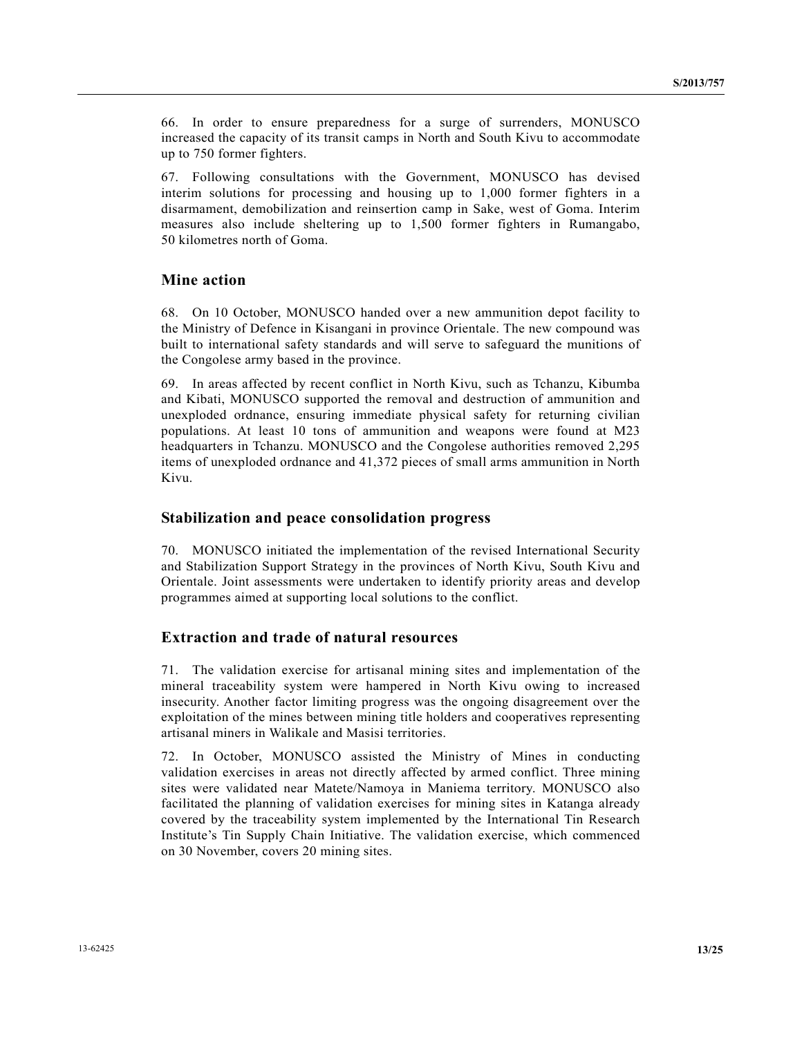66. In order to ensure preparedness for a surge of surrenders, MONUSCO increased the capacity of its transit camps in North and South Kivu to accommodate up to 750 former fighters.

67. Following consultations with the Government, MONUSCO has devised interim solutions for processing and housing up to 1,000 former fighters in a disarmament, demobilization and reinsertion camp in Sake, west of Goma. Interim measures also include sheltering up to 1,500 former fighters in Rumangabo, 50 kilometres north of Goma.

## Mine action

68. On 10 October, MONUSCO handed over a new ammunition depot facility to the Ministry of Defence in Kisangani in province Orientale. The new compound was built to international safety standards and will serve to safeguard the munitions of the Congolese army based in the province.

69. In areas affected by recent conflict in North Kivu, such as Tchanzu, Kibumba and Kibati, MONUSCO supported the removal and destruction of ammunition and unexploded ordnance, ensuring immediate physical safety for returning civilian populations. At least 10 tons of ammunition and weapons were found at M23 headquarters in Tchanzu. MONUSCO and the Congolese authorities removed 2,295 items of unexploded ordnance and 41,372 pieces of small arms ammunition in North Kivu.

## Stabilization and peace consolidation progress

70. MONUSCO initiated the implementation of the revised International Security and Stabilization Support Strategy in the provinces of North Kivu, South Kivu and Orientale. Joint assessments were undertaken to identify priority areas and develop programmes aimed at supporting local solutions to the conflict.

## Extraction and trade of natural resources

71. The validation exercise for artisanal mining sites and implementation of the mineral traceability system were hampered in North Kivu owing to increased insecurity. Another factor limiting progress was the ongoing disagreement over the exploitation of the mines between mining title holders and cooperatives representing artisanal miners in Walikale and Masisi territories.

72. In October, MONUSCO assisted the Ministry of Mines in conducting validation exercises in areas not directly affected by armed conflict. Three mining sites were validated near Matete/Namoya in Maniema territory. MONUSCO also facilitated the planning of validation exercises for mining sites in Katanga already covered by the traceability system implemented by the International Tin Research Institute's Tin Supply Chain Initiative. The validation exercise, which commenced on 30 November, covers 20 mining sites.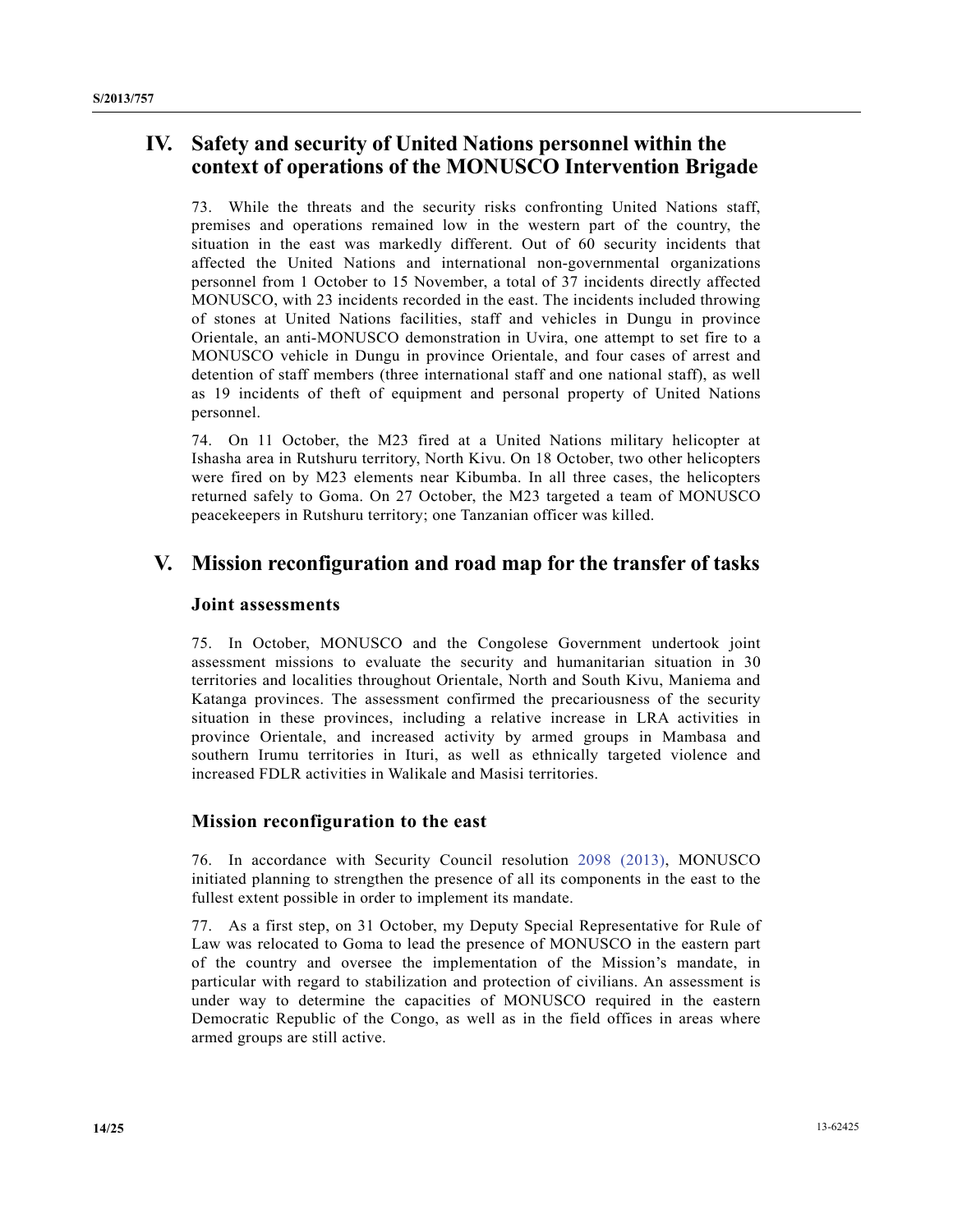## IV. Safety and security of United Nations personnel within the context of operations of the MONUSCO Intervention Brigade

73. While the threats and the security risks confronting United Nations staff, premises and operations remained low in the western part of the country, the situation in the east was markedly different. Out of 60 security incidents that affected the United Nations and international non-governmental organizations personnel from 1 October to 15 November, a total of 37 incidents directly affected MONUSCO, with 23 incidents recorded in the east. The incidents included throwing of stones at United Nations facilities, staff and vehicles in Dungu in province Orientale, an anti-MONUSCO demonstration in Uvira, one attempt to set fire to a MONUSCO vehicle in Dungu in province Orientale, and four cases of arrest and detention of staff members (three international staff and one national staff), as well as 19 incidents of theft of equipment and personal property of United Nations personnel.

74. On 11 October, the M23 fired at a United Nations military helicopter at Ishasha area in Rutshuru territory, North Kivu. On 18 October, two other helicopters were fired on by M23 elements near Kibumba. In all three cases, the helicopters returned safely to Goma. On 27 October, the M23 targeted a team of MONUSCO peacekeepers in Rutshuru territory; one Tanzanian officer was killed.

## V. Mission reconfiguration and road map for the transfer of tasks

### Joint assessments

75. In October, MONUSCO and the Congolese Government undertook joint assessment missions to evaluate the security and humanitarian situation in 30 territories and localities throughout Orientale, North and South Kivu, Maniema and Katanga provinces. The assessment confirmed the precariousness of the security situation in these provinces, including a relative increase in LRA activities in province Orientale, and increased activity by armed groups in Mambasa and southern Irumu territories in Ituri, as well as ethnically targeted violence and increased FDLR activities in Walikale and Masisi territories.

### Mission reconfiguration to the east

76. In accordance with Security Council resolution 2098 (2013), MONUSCO initiated planning to strengthen the presence of all its components in the east to the fullest extent possible in order to implement its mandate.

77. As a first step, on 31 October, my Deputy Special Representative for Rule of Law was relocated to Goma to lead the presence of MONUSCO in the eastern part of the country and oversee the implementation of the Mission's mandate, in particular with regard to stabilization and protection of civilians. An assessment is under way to determine the capacities of MONUSCO required in the eastern Democratic Republic of the Congo, as well as in the field offices in areas where armed groups are still active.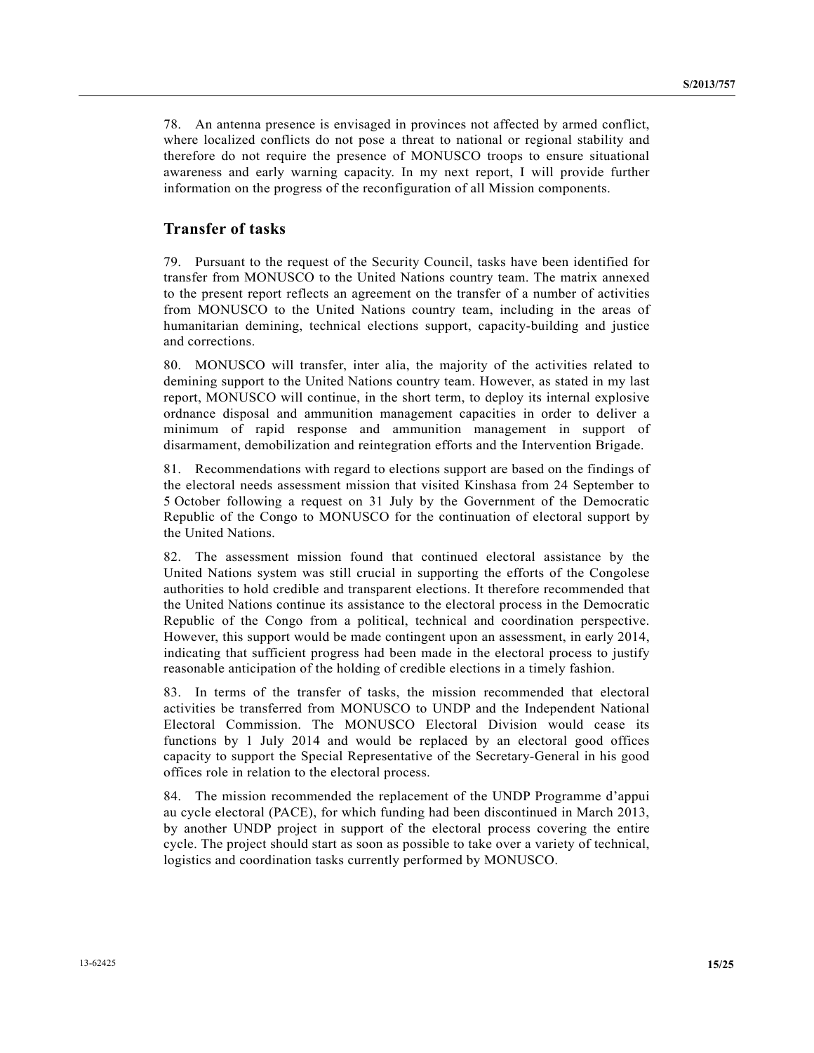78. An antenna presence is envisaged in provinces not affected by armed conflict, where localized conflicts do not pose a threat to national or regional stability and therefore do not require the presence of MONUSCO troops to ensure situational awareness and early warning capacity. In my next report, I will provide further information on the progress of the reconfiguration of all Mission components.

## Transfer of tasks

79. Pursuant to the request of the Security Council, tasks have been identified for transfer from MONUSCO to the United Nations country team. The matrix annexed to the present report reflects an agreement on the transfer of a number of activities from MONUSCO to the United Nations country team, including in the areas of humanitarian demining, technical elections support, capacity-building and justice and corrections.

80. MONUSCO will transfer, inter alia, the majority of the activities related to demining support to the United Nations country team. However, as stated in my last report, MONUSCO will continue, in the short term, to deploy its internal explosive ordnance disposal and ammunition management capacities in order to deliver a minimum of rapid response and ammunition management in support of disarmament, demobilization and reintegration efforts and the Intervention Brigade.

81. Recommendations with regard to elections support are based on the findings of the electoral needs assessment mission that visited Kinshasa from 24 September to 5 October following a request on 31 July by the Government of the Democratic Republic of the Congo to MONUSCO for the continuation of electoral support by the United Nations.

82. The assessment mission found that continued electoral assistance by the United Nations system was still crucial in supporting the efforts of the Congolese authorities to hold credible and transparent elections. It therefore recommended that the United Nations continue its assistance to the electoral process in the Democratic Republic of the Congo from a political, technical and coordination perspective. However, this support would be made contingent upon an assessment, in early 2014, indicating that sufficient progress had been made in the electoral process to justify reasonable anticipation of the holding of credible elections in a timely fashion.

83. In terms of the transfer of tasks, the mission recommended that electoral activities be transferred from MONUSCO to UNDP and the Independent National Electoral Commission. The MONUSCO Electoral Division would cease its functions by 1 July 2014 and would be replaced by an electoral good offices capacity to support the Special Representative of the Secretary-General in his good offices role in relation to the electoral process.

84. The mission recommended the replacement of the UNDP Programme d'appui au cycle electoral (PACE), for which funding had been discontinued in March 2013, by another UNDP project in support of the electoral process covering the entire cycle. The project should start as soon as possible to take over a variety of technical, logistics and coordination tasks currently performed by MONUSCO.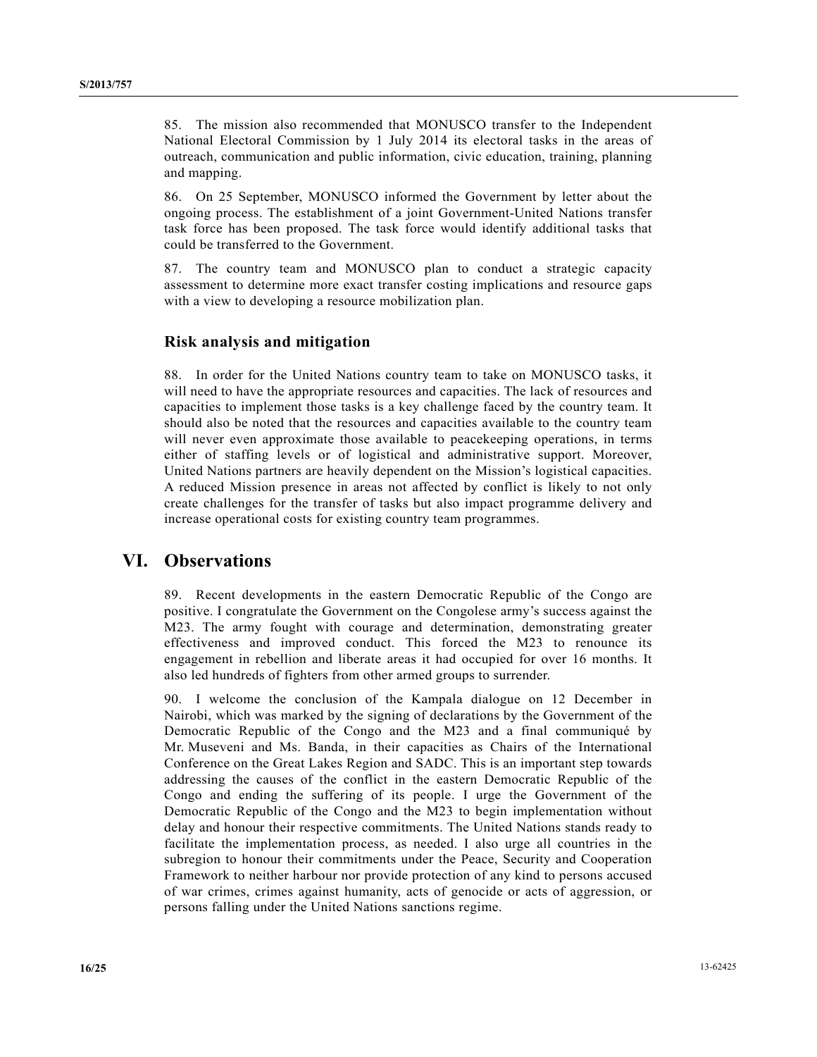85. The mission also recommended that MONUSCO transfer to the Independent National Electoral Commission by 1 July 2014 its electoral tasks in the areas of outreach, communication and public information, civic education, training, planning and mapping.

86. On 25 September, MONUSCO informed the Government by letter about the ongoing process. The establishment of a joint Government-United Nations transfer task force has been proposed. The task force would identify additional tasks that could be transferred to the Government.

87. The country team and MONUSCO plan to conduct a strategic capacity assessment to determine more exact transfer costing implications and resource gaps with a view to developing a resource mobilization plan.

### Risk analysis and mitigation

88. In order for the United Nations country team to take on MONUSCO tasks, it will need to have the appropriate resources and capacities. The lack of resources and capacities to implement those tasks is a key challenge faced by the country team. It should also be noted that the resources and capacities available to the country team will never even approximate those available to peacekeeping operations, in terms either of staffing levels or of logistical and administrative support. Moreover, United Nations partners are heavily dependent on the Mission's logistical capacities. A reduced Mission presence in areas not affected by conflict is likely to not only create challenges for the transfer of tasks but also impact programme delivery and increase operational costs for existing country team programmes.

## VI. Observations

89. Recent developments in the eastern Democratic Republic of the Congo are positive. I congratulate the Government on the Congolese army's success against the M23. The army fought with courage and determination, demonstrating greater effectiveness and improved conduct. This forced the M23 to renounce its engagement in rebellion and liberate areas it had occupied for over 16 months. It also led hundreds of fighters from other armed groups to surrender.

90. I welcome the conclusion of the Kampala dialogue on 12 December in Nairobi, which was marked by the signing of declarations by the Government of the Democratic Republic of the Congo and the M23 and a final communiqué by Mr. Museveni and Ms. Banda, in their capacities as Chairs of the International Conference on the Great Lakes Region and SADC. This is an important step towards addressing the causes of the conflict in the eastern Democratic Republic of the Congo and ending the suffering of its people. I urge the Government of the Democratic Republic of the Congo and the M23 to begin implementation without delay and honour their respective commitments. The United Nations stands ready to facilitate the implementation process, as needed. I also urge all countries in the subregion to honour their commitments under the Peace, Security and Cooperation Framework to neither harbour nor provide protection of any kind to persons accused of war crimes, crimes against humanity, acts of genocide or acts of aggression, or persons falling under the United Nations sanctions regime.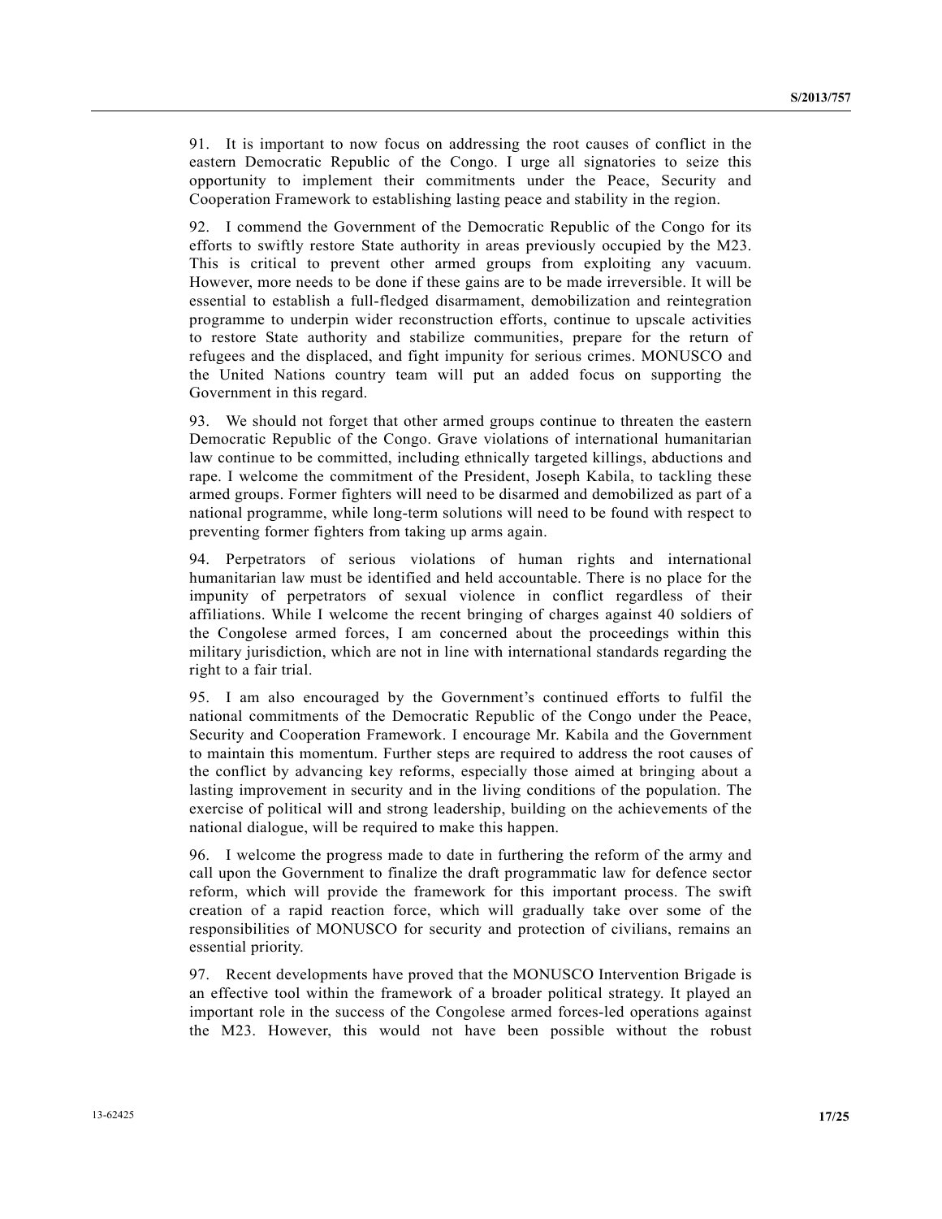91. It is important to now focus on addressing the root causes of conflict in the eastern Democratic Republic of the Congo. I urge all signatories to seize this opportunity to implement their commitments under the Peace, Security and Cooperation Framework to establishing lasting peace and stability in the region.

92. I commend the Government of the Democratic Republic of the Congo for its efforts to swiftly restore State authority in areas previously occupied by the M23. This is critical to prevent other armed groups from exploiting any vacuum. However, more needs to be done if these gains are to be made irreversible. It will be essential to establish a full-fledged disarmament, demobilization and reintegration programme to underpin wider reconstruction efforts, continue to upscale activities to restore State authority and stabilize communities, prepare for the return of refugees and the displaced, and fight impunity for serious crimes. MONUSCO and the United Nations country team will put an added focus on supporting the Government in this regard.

93. We should not forget that other armed groups continue to threaten the eastern Democratic Republic of the Congo. Grave violations of international humanitarian law continue to be committed, including ethnically targeted killings, abductions and rape. I welcome the commitment of the President, Joseph Kabila, to tackling these armed groups. Former fighters will need to be disarmed and demobilized as part of a national programme, while long-term solutions will need to be found with respect to preventing former fighters from taking up arms again.

94. Perpetrators of serious violations of human rights and international humanitarian law must be identified and held accountable. There is no place for the impunity of perpetrators of sexual violence in conflict regardless of their affiliations. While I welcome the recent bringing of charges against 40 soldiers of the Congolese armed forces, I am concerned about the proceedings within this military jurisdiction, which are not in line with international standards regarding the right to a fair trial.

95. I am also encouraged by the Government's continued efforts to fulfil the national commitments of the Democratic Republic of the Congo under the Peace, Security and Cooperation Framework. I encourage Mr. Kabila and the Government to maintain this momentum. Further steps are required to address the root causes of the conflict by advancing key reforms, especially those aimed at bringing about a lasting improvement in security and in the living conditions of the population. The exercise of political will and strong leadership, building on the achievements of the national dialogue, will be required to make this happen.

96. I welcome the progress made to date in furthering the reform of the army and call upon the Government to finalize the draft programmatic law for defence sector reform, which will provide the framework for this important process. The swift creation of a rapid reaction force, which will gradually take over some of the responsibilities of MONUSCO for security and protection of civilians, remains an essential priority.

97. Recent developments have proved that the MONUSCO Intervention Brigade is an effective tool within the framework of a broader political strategy. It played an important role in the success of the Congolese armed forces-led operations against the M23. However, this would not have been possible without the robust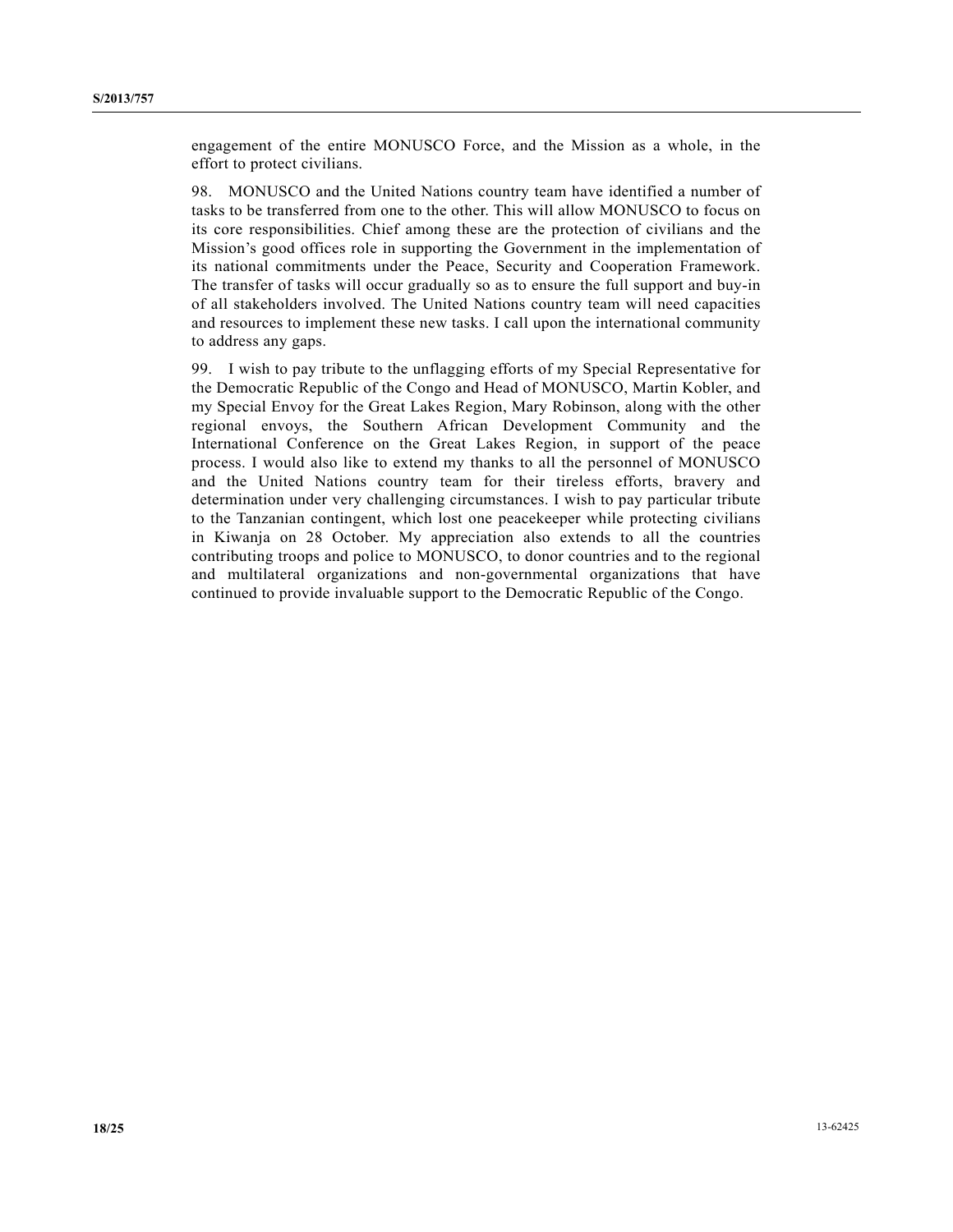engagement of the entire MONUSCO Force, and the Mission as a whole, in the effort to protect civilians.

98. MONUSCO and the United Nations country team have identified a number of tasks to be transferred from one to the other. This will allow MONUSCO to focus on its core responsibilities. Chief among these are the protection of civilians and the Mission's good offices role in supporting the Government in the implementation of its national commitments under the Peace, Security and Cooperation Framework. The transfer of tasks will occur gradually so as to ensure the full support and buy-in of all stakeholders involved. The United Nations country team will need capacities and resources to implement these new tasks. I call upon the international community to address any gaps.

99. I wish to pay tribute to the unflagging efforts of my Special Representative for the Democratic Republic of the Congo and Head of MONUSCO, Martin Kobler, and my Special Envoy for the Great Lakes Region, Mary Robinson, along with the other regional envoys, the Southern African Development Community and the International Conference on the Great Lakes Region, in support of the peace process. I would also like to extend my thanks to all the personnel of MONUSCO and the United Nations country team for their tireless efforts, bravery and determination under very challenging circumstances. I wish to pay particular tribute to the Tanzanian contingent, which lost one peacekeeper while protecting civilians in Kiwanja on 28 October. My appreciation also extends to all the countries contributing troops and police to MONUSCO, to donor countries and to the regional and multilateral organizations and non-governmental organizations that have continued to provide invaluable support to the Democratic Republic of the Congo.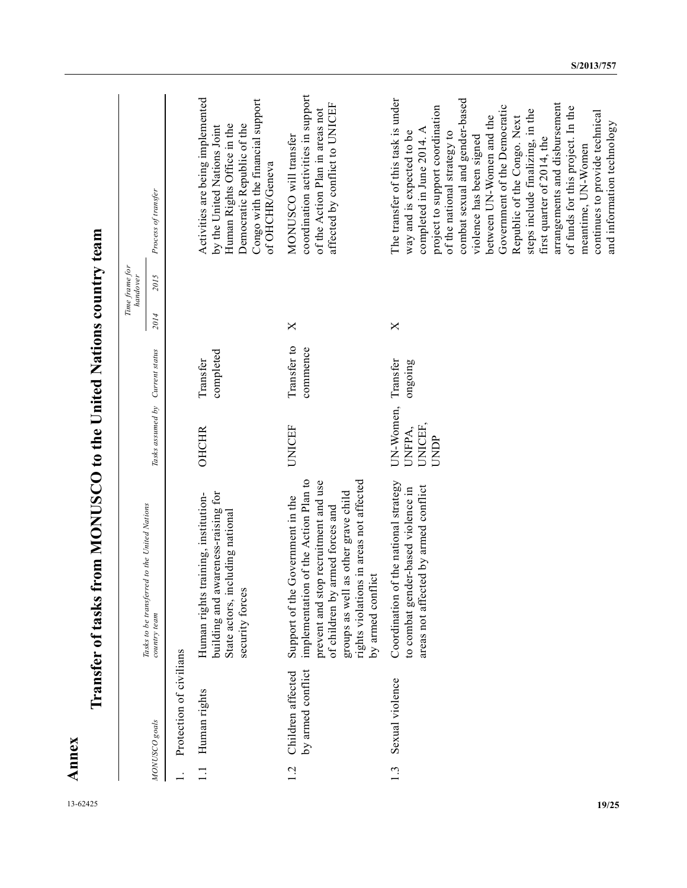# Annex

## Transfer of tasks from MONUSCO to the United Nations country team

| *MONUSCO goals* | *Tasks to be transferred to the United Nations country team* | *Tasks assumed by* | *Current status* | *Time frame for handover* | | *Process of transfer* |
|---|---|---|---|---|---|---|
| | | | | *2014* | *2015* | |
| 1. Protection of civilians | | | | | | |
| 1.1 Human rights | Human rights training, institution-building and awareness-raising for State actors, including national security forces | OHCHR | Transfer completed | | | Activities are being implemented by the United Nations Joint Human Rights Office in the Democratic Republic of the Congo with the financial support of OHCHR/Geneva |
| 1.2 Children affected by armed conflict | Support of the Government in the implementation of the Action Plan to prevent and stop recruitment and use of children by armed forces and groups as well as other grave child rights violations in areas not affected by armed conflict | UNICEF | Transfer to commence | X | | MONUSCO will transfer coordination activities in support of the Action Plan in areas not affected by conflict to UNICEF |
| 1.3 Sexual violence | Coordination of the national strategy to combat gender-based violence in areas not affected by armed conflict | UN-Women, UNFPA, UNICEF, UNDP | Transfer ongoing | X | | The transfer of this task is under way and is expected to be completed in June 2014. A project to support coordination of the national strategy to combat sexual and gender-based violence has been signed between UN-Women and the Government of the Democratic Republic of the Congo. Next steps include finalizing, in the first quarter of 2014, the arrangements and disbursement of funds for this project. In the meantime, UN-Women continues to provide technical and information technology |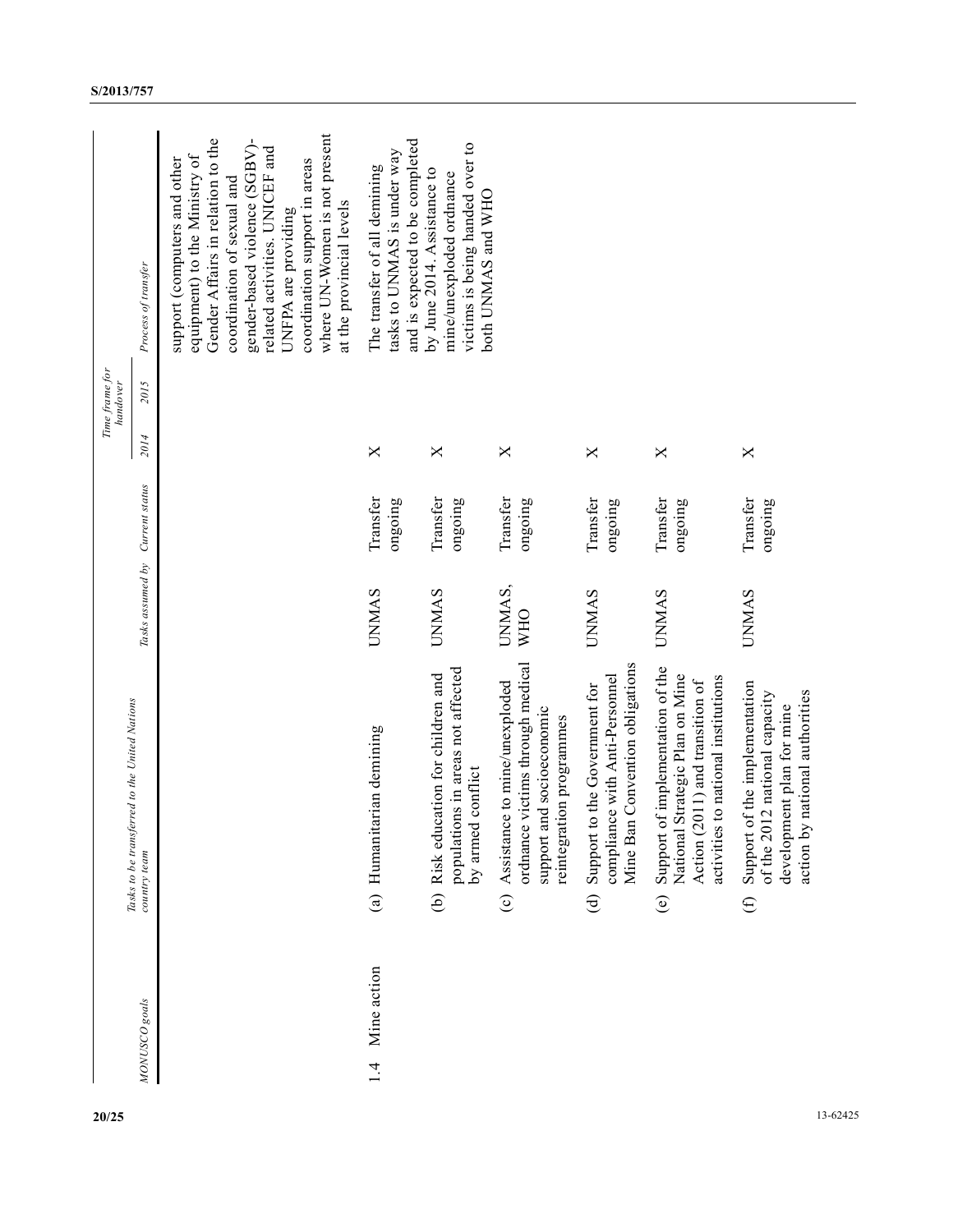| MONUSCO goals | Tasks to be transferred to the United Nations country team | Tasks assumed by | Current status | Time frame for handover | | Process of transfer |
|---|---|---|---|---|---|---|
| | | | | 2014 | 2015 | |
| | | | | | | support (computers and other equipment) to the Ministry of Gender Affairs in relation to the coordination of sexual and gender-based violence (SGBV)-related activities. UNICEF and UNFPA are providing coordination support in areas where UN-Women is not present at the provincial levels |
| 1.4 Mine action | (a) Humanitarian demining | UNMAS | Transfer ongoing | X | | The transfer of all demining tasks to UNMAS is under way and is expected to be completed by June 2014. Assistance to mine/unexploded ordnance victims is being handed over to both UNMAS and WHO |
| | (b) Risk education for children and populations in areas not affected by armed conflict | UNMAS | Transfer ongoing | X | | |
| | (c) Assistance to mine/unexploded ordnance victims through medical support and socioeconomic reintegration programmes | UNMAS, WHO | Transfer ongoing | X | | |
| | (d) Support to the Government for compliance with Anti-Personnel Mine Ban Convention obligations | UNMAS | Transfer ongoing | X | | |
| | (e) Support of implementation of the National Strategic Plan on Mine Action (2011) and transition of activities to national institutions | UNMAS | Transfer ongoing | X | | |
| | (f) Support of the implementation of the 2012 national capacity development plan for mine action by national authorities | UNMAS | Transfer ongoing | X | | |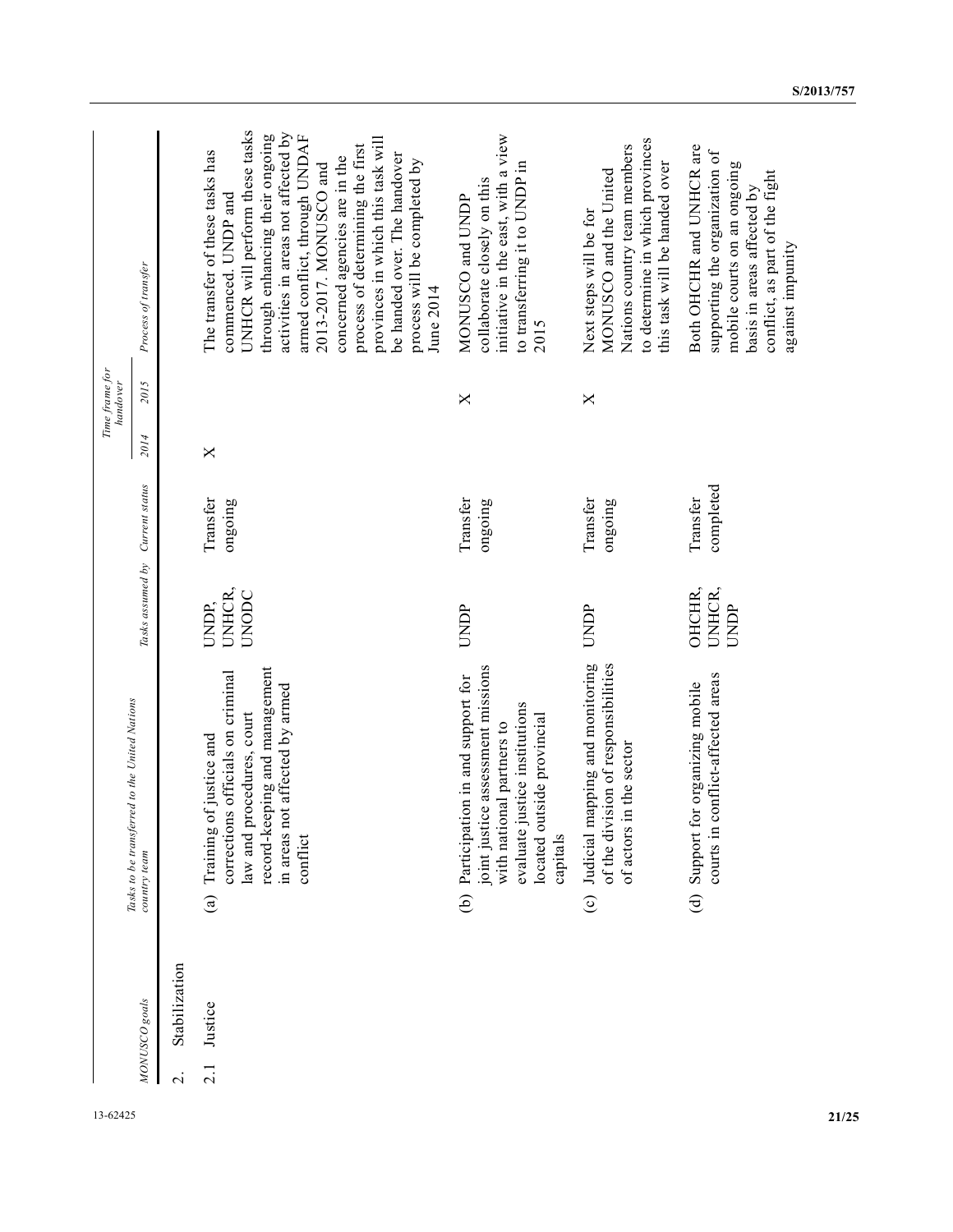| MONUSCO goals | Tasks to be transferred to the United Nations country team | Tasks assumed by | Current status | Time frame for handover | | Process of transfer |
|---|---|---|---|---|---|---|
| | | | | 2014 | 2015 | |
| 2. Stabilization | | | | | | |
| 2.1 Justice | (a) Training of justice and corrections officials on criminal law and procedures, court record-keeping and management in areas not affected by armed conflict | UNDP, UNHCR, UNODC | Transfer ongoing | X | | The transfer of these tasks has commenced. UNDP and UNHCR will perform these tasks through enhancing their ongoing activities in areas not affected by armed conflict, through UNDAF 2013-2017. MONUSCO and concerned agencies are in the process of determining the first provinces in which this task will be handed over. The handover process will be completed by June 2014 |
| | (b) Participation in and support for joint justice assessment missions with national partners to evaluate justice institutions located outside provincial capitals | UNDP | Transfer ongoing | | X | MONUSCO and UNDP collaborate closely on this initiative in the east, with a view to transferring it to UNDP in 2015 |
| | (c) Judicial mapping and monitoring of the division of responsibilities of actors in the sector | UNDP | Transfer ongoing | | X | Next steps will be for MONUSCO and the United Nations country team members to determine in which provinces this task will be handed over |
| | (d) Support for organizing mobile courts in conflict-affected areas | OHCHR, UNHCR, UNDP | Transfer completed | | | Both OHCHR and UNHCR are supporting the organization of mobile courts on an ongoing basis in areas affected by conflict, as part of the fight against impunity |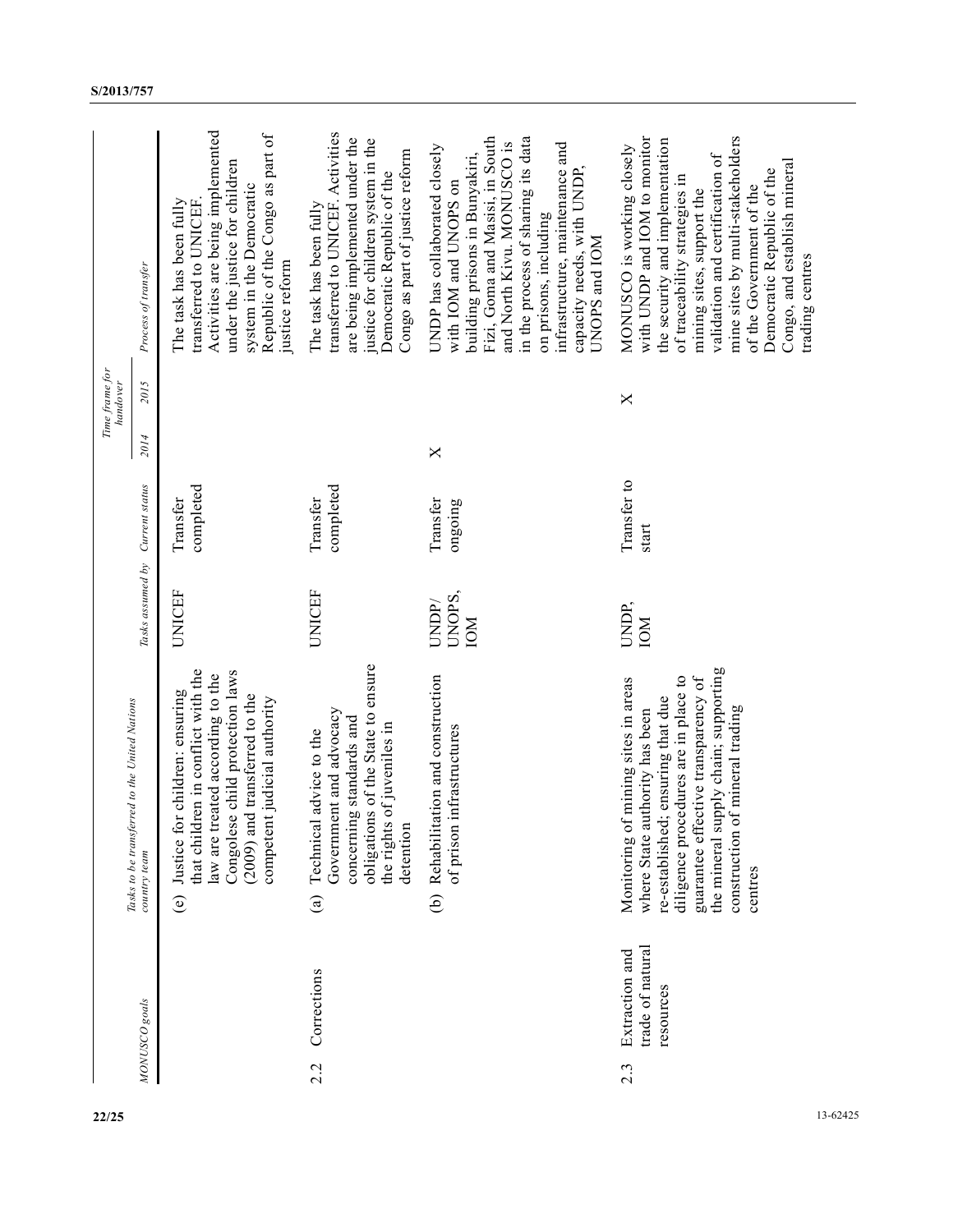| MONUSCO goals | Tasks to be transferred to the United Nations country team | Tasks assumed by | Current status | Time frame for handover | | Process of transfer |
|---|---|---|---|---|---|---|
| | | | | 2014 | 2015 | |
| | (e) Justice for children: ensuring that children in conflict with the law are treated according to the Congolese child protection laws (2009) and transferred to the competent judicial authority | UNICEF | Transfer completed | | | The task has been fully transferred to UNICEF. Activities are being implemented under the justice for children system in the Democratic Republic of the Congo as part of justice reform |
| 2.2 Corrections | (a) Technical advice to the Government and advocacy concerning standards and obligations of the State to ensure the rights of juveniles in detention | UNICEF | Transfer completed | | | The task has been fully transferred to UNICEF. Activities are being implemented under the justice for children system in the Democratic Republic of the Congo as part of justice reform |
| | (b) Rehabilitation and construction of prison infrastructures | UNDP/ UNOPS, IOM | Transfer ongoing | X | | UNDP has collaborated closely with IOM and UNOPS on building prisons in Bunyakiri, Fizi, Goma and Masisi, in South and North Kivu. MONUSCO is in the process of sharing its data on prisons, including infrastructure, maintenance and capacity needs, with UNDP, UNOPS and IOM |
| 2.3 Extraction and trade of natural resources | Monitoring of mining sites in areas where State authority has been re-established; ensuring that due diligence procedures are in place to guarantee effective transparency of the mineral supply chain; supporting construction of mineral trading centres | UNDP, IOM | Transfer to start | | X | MONUSCO is working closely with UNDP and IOM to monitor the security and implementation of traceability strategies in mining sites, support the validation and certification of mine sites by multi-stakeholders of the Government of the Democratic Republic of the Congo, and establish mineral trading centres |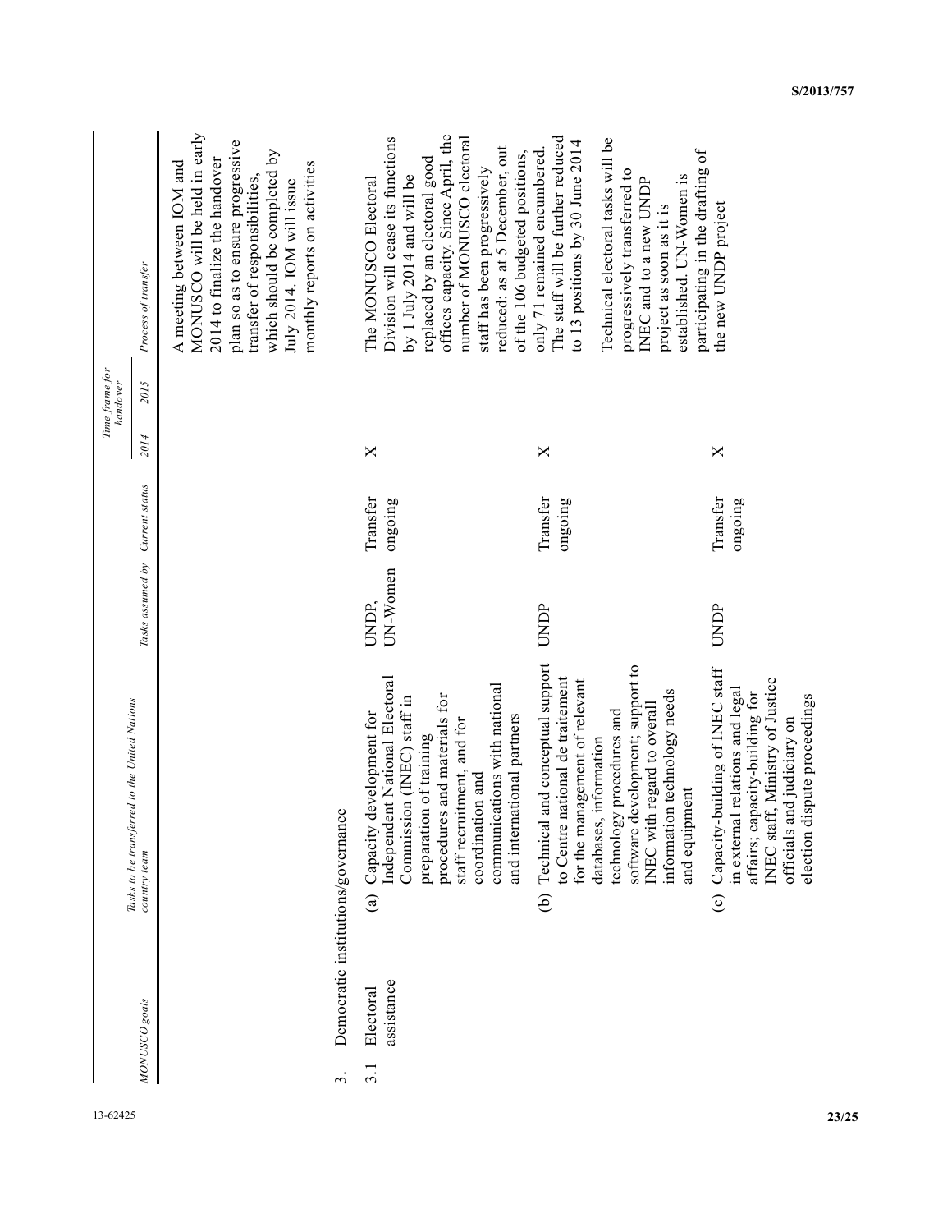| MONUSCO goals | Tasks to be transferred to the United Nations country team | Tasks assumed by | Current status | Time frame for handover | | Process of transfer |
|---|---|---|---|---|---|---|
| | | | | 2014 | 2015 | |
| | | | | | | A meeting between IOM and MONUSCO will be held in early 2014 to finalize the handover plan so as to ensure progressive transfer of responsibilities, which should be completed by July 2014. IOM will issue monthly reports on activities |
| 3. Democratic institutions/governance | | | | | | |
| 3.1 Electoral assistance | (a) Capacity development for Independent National Electoral Commission (INEC) staff in preparation of training procedures and materials for staff recruitment, and for coordination and communications with national and international partners | UNDP, UN-Women | Transfer ongoing | X | | The MONUSCO Electoral Division will cease its functions by 1 July 2014 and will be replaced by an electoral good offices capacity. Since April, the number of MONUSCO electoral staff has been progressively reduced: as at 5 December, out of the 106 budgeted positions, only 71 remained encumbered. The staff will be further reduced to 13 positions by 30 June 2014 |
| | (b) Technical and conceptual support to Centre national de traitement for the management of relevant databases, information technology procedures and software development; support to INEC with regard to overall information technology needs and equipment | UNDP | Transfer ongoing | X | | Technical electoral tasks will be progressively transferred to INEC and to a new UNDP project as soon as it is established. UN-Women is participating in the drafting of the new UNDP project |
| | (c) Capacity-building of INEC staff in external relations and legal affairs; capacity-building for INEC staff, Ministry of Justice officials and judiciary on election dispute proceedings | UNDP | Transfer ongoing | X | | |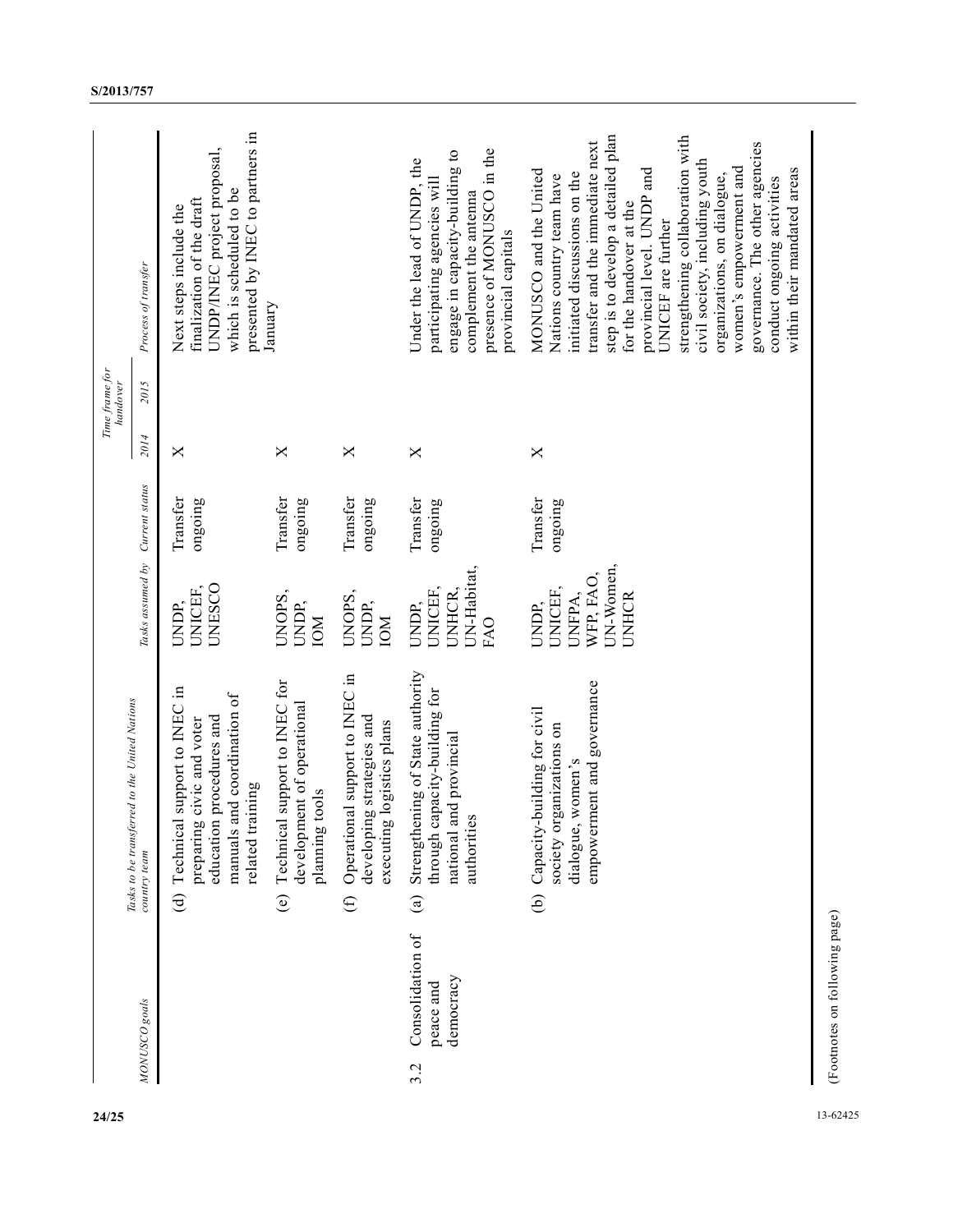| MONUSCO goals | Tasks to be transferred to the United Nations country team | Tasks assumed by | Current status | Time frame for handover | | Process of transfer |
|---|---|---|---|---|---|---|
| | | | | 2014 | 2015 | |
| | (d) Technical support to INEC in preparing civic and voter education procedures and manuals and coordination of related training | UNDP, UNICEF, UNESCO | Transfer ongoing | X | | Next steps include the finalization of the draft UNDP/INEC project proposal, which is scheduled to be presented by INEC to partners in January |
| | (e) Technical support to INEC for development of operational planning tools | UNOPS, UNDP, IOM | Transfer ongoing | X | | |
| | (f) Operational support to INEC in developing strategies and executing logistics plans | UNOPS, UNDP, IOM | Transfer ongoing | X | | |
| 3.2 Consolidation of peace and democracy | (a) Strengthening of State authority through capacity-building for national and provincial authorities | UNDP, UNICEF, UNHCR, UN-Habitat, FAO | Transfer ongoing | X | | Under the lead of UNDP, the participating agencies will engage in capacity-building to complement the antenna presence of MONUSCO in the provincial capitals |
| | (b) Capacity-building for civil society organizations on dialogue, women's empowerment and governance | UNDP, UNICEF, UNFPA, WFP, FAO, UN-Women, UNHCR | Transfer ongoing | X | | MONUSCO and the United Nations country team have initiated discussions on the transfer and the immediate next step is to develop a detailed plan for the handover at the provincial level. UNDP and UNICEF are further strengthening collaboration with civil society, including youth organizations, on dialogue, women's empowerment and governance. The other agencies conduct ongoing activities within their mandated areas |

(Footnotes on following page)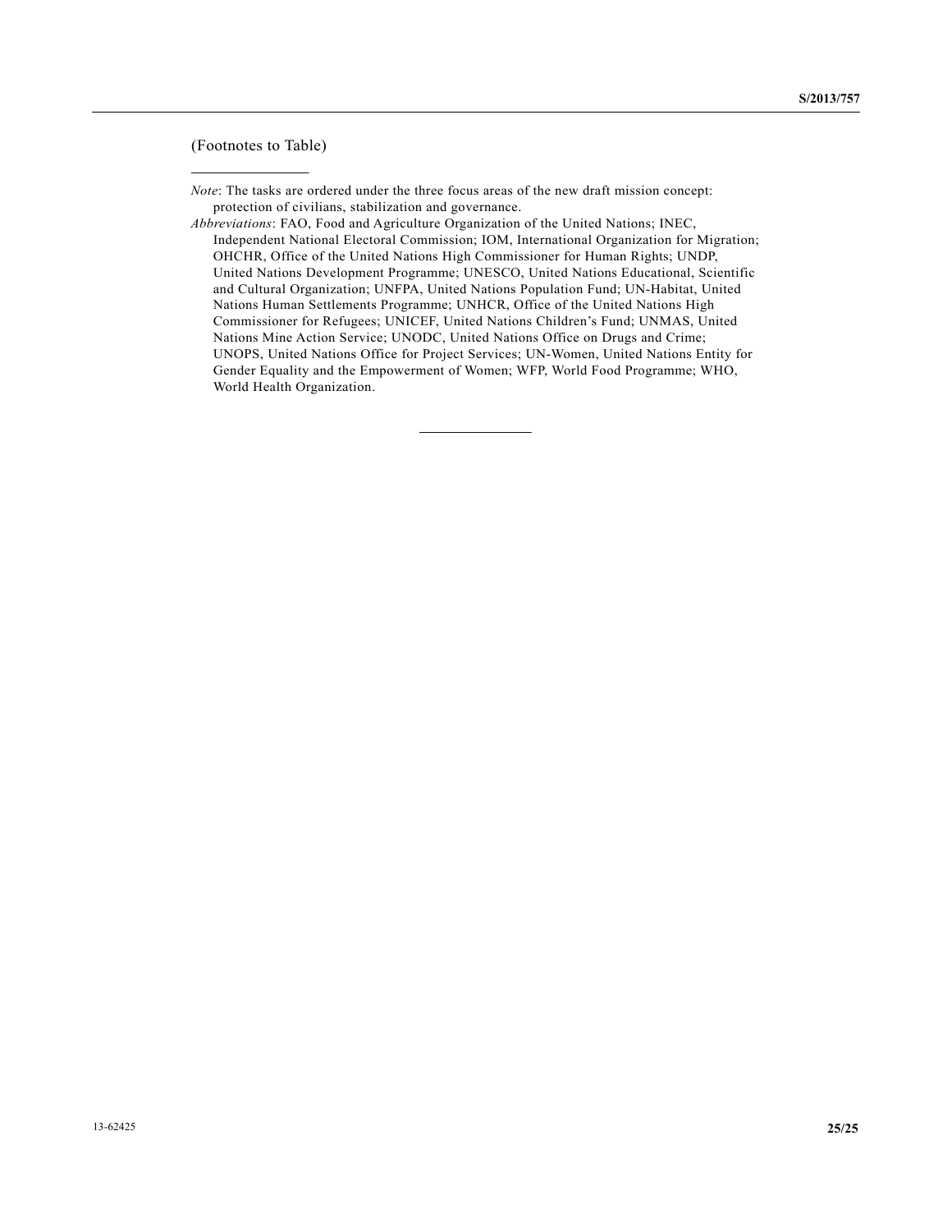(Footnotes to Table)

---

*Note*: The tasks are ordered under the three focus areas of the new draft mission concept: protection of civilians, stabilization and governance.

*Abbreviations*: FAO, Food and Agriculture Organization of the United Nations; INEC, Independent National Electoral Commission; IOM, International Organization for Migration; OHCHR, Office of the United Nations High Commissioner for Human Rights; UNDP, United Nations Development Programme; UNESCO, United Nations Educational, Scientific and Cultural Organization; UNFPA, United Nations Population Fund; UN-Habitat, United Nations Human Settlements Programme; UNHCR, Office of the United Nations High Commissioner for Refugees; UNICEF, United Nations Children's Fund; UNMAS, United Nations Mine Action Service; UNODC, United Nations Office on Drugs and Crime; UNOPS, United Nations Office for Project Services; UN-Women, United Nations Entity for Gender Equality and the Empowerment of Women; WFP, World Food Programme; WHO, World Health Organization.